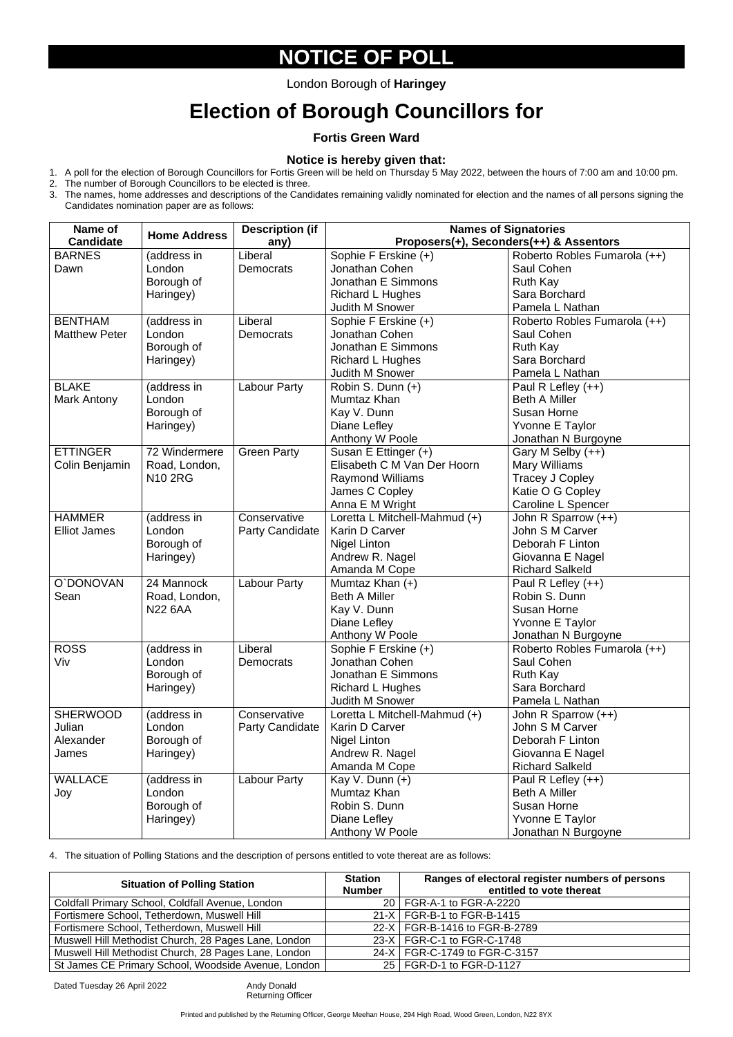# NOTICE OF POLL

London Borough of **Haringey**

# Election of Borough Councillors for

### Fortis Green Ward

### Notice is hereby given that:

1. A poll for the election of Borough Councillors for Fortis Green will be held on Thursday 5 May 2022, between the hours of 7:00 am and 10:00 pm.
2. The number of Borough Councillors to be elected is three.
3. The names, home addresses and descriptions of the Candidates remaining validly nominated for election and the names of all persons signing the Candidates nomination paper are as follows:

| Name of Candidate | Home Address | Description (if any) | Names of Signatories Proposers(+), Seconders(++) & Assentors | |
|---|---|---|---|---|
| BARNES Dawn | (address in London Borough of Haringey) | Liberal Democrats | Sophie F Erskine (+)<br>Jonathan Cohen<br>Jonathan E Simmons<br>Richard L Hughes<br>Judith M Snower | Roberto Robles Fumarola (++)<br>Saul Cohen<br>Ruth Kay<br>Sara Borchard<br>Pamela L Nathan |
| BENTHAM Matthew Peter | (address in London Borough of Haringey) | Liberal Democrats | Sophie F Erskine (+)<br>Jonathan Cohen<br>Jonathan E Simmons<br>Richard L Hughes<br>Judith M Snower | Roberto Robles Fumarola (++)<br>Saul Cohen<br>Ruth Kay<br>Sara Borchard<br>Pamela L Nathan |
| BLAKE Mark Antony | (address in London Borough of Haringey) | Labour Party | Robin S. Dunn (+)<br>Mumtaz Khan<br>Kay V. Dunn<br>Diane Lefley<br>Anthony W Poole | Paul R Lefley (++)<br>Beth A Miller<br>Susan Horne<br>Yvonne E Taylor<br>Jonathan N Burgoyne |
| ETTINGER Colin Benjamin | 72 Windermere Road, London, N10 2RG | Green Party | Susan E Ettinger (+)<br>Elisabeth C M Van Der Hoorn<br>Raymond Williams<br>James C Copley<br>Anna E M Wright | Gary M Selby (++)<br>Mary Williams<br>Tracey J Copley<br>Katie O G Copley<br>Caroline L Spencer |
| HAMMER Elliot James | (address in London Borough of Haringey) | Conservative Party Candidate | Loretta L Mitchell-Mahmud (+)<br>Karin D Carver<br>Nigel Linton<br>Andrew R. Nagel<br>Amanda M Cope | John R Sparrow (++)<br>John S M Carver<br>Deborah F Linton<br>Giovanna E Nagel<br>Richard Salkeld |
| O`DONOVAN Sean | 24 Mannock Road, London, N22 6AA | Labour Party | Mumtaz Khan (+)<br>Beth A Miller<br>Kay V. Dunn<br>Diane Lefley<br>Anthony W Poole | Paul R Lefley (++)<br>Robin S. Dunn<br>Susan Horne<br>Yvonne E Taylor<br>Jonathan N Burgoyne |
| ROSS Viv | (address in London Borough of Haringey) | Liberal Democrats | Sophie F Erskine (+)<br>Jonathan Cohen<br>Jonathan E Simmons<br>Richard L Hughes<br>Judith M Snower | Roberto Robles Fumarola (++)<br>Saul Cohen<br>Ruth Kay<br>Sara Borchard<br>Pamela L Nathan |
| SHERWOOD Julian Alexander James | (address in London Borough of Haringey) | Conservative Party Candidate | Loretta L Mitchell-Mahmud (+)<br>Karin D Carver<br>Nigel Linton<br>Andrew R. Nagel<br>Amanda M Cope | John R Sparrow (++)<br>John S M Carver<br>Deborah F Linton<br>Giovanna E Nagel<br>Richard Salkeld |
| WALLACE Joy | (address in London Borough of Haringey) | Labour Party | Kay V. Dunn (+)<br>Mumtaz Khan<br>Robin S. Dunn<br>Diane Lefley<br>Anthony W Poole | Paul R Lefley (++)<br>Beth A Miller<br>Susan Horne<br>Yvonne E Taylor<br>Jonathan N Burgoyne |

4. The situation of Polling Stations and the description of persons entitled to vote thereat are as follows:

| Situation of Polling Station | Station Number | Ranges of electoral register numbers of persons entitled to vote thereat |
|---|---|---|
| Coldfall Primary School, Coldfall Avenue, London | 20 | FGR-A-1 to FGR-A-2220 |
| Fortismere School, Tetherdown, Muswell Hill | 21-X | FGR-B-1 to FGR-B-1415 |
| Fortismere School, Tetherdown, Muswell Hill | 22-X | FGR-B-1416 to FGR-B-2789 |
| Muswell Hill Methodist Church, 28 Pages Lane, London | 23-X | FGR-C-1 to FGR-C-1748 |
| Muswell Hill Methodist Church, 28 Pages Lane, London | 24-X | FGR-C-1749 to FGR-C-3157 |
| St James CE Primary School, Woodside Avenue, London | 25 | FGR-D-1 to FGR-D-1127 |

Dated Tuesday 26 April 2022

Andy Donald
Returning Officer

Printed and published by the Returning Officer, George Meehan House, 294 High Road, Wood Green, London, N22 8YX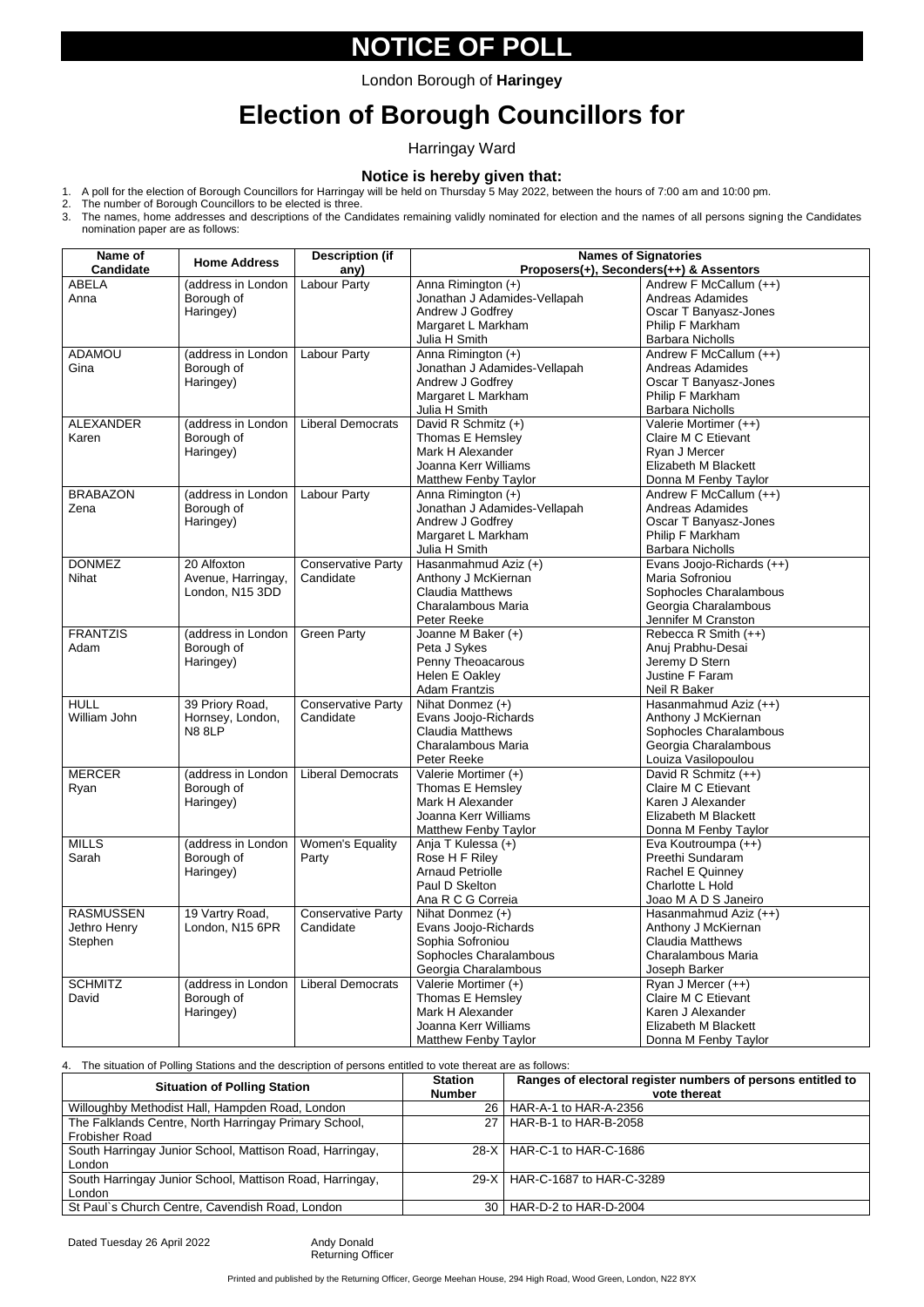# NOTICE OF POLL

London Borough of **Haringey**

# Election of Borough Councillors for

Harringay Ward

### Notice is hereby given that:

1. A poll for the election of Borough Councillors for Harringay will be held on Thursday 5 May 2022, between the hours of 7:00 am and 10:00 pm.
2. The number of Borough Councillors to be elected is three.
3. The names, home addresses and descriptions of the Candidates remaining validly nominated for election and the names of all persons signing the Candidates nomination paper are as follows:

| Name of Candidate | Home Address | Description (if any) | Names of Signatories Proposers(+), Seconders(++) & Assentors | |
|---|---|---|---|---|
| ABELA Anna | (address in London Borough of Haringey) | Labour Party | Anna Rimington (+)<br>Jonathan J Adamides-Vellapah<br>Andrew J Godfrey<br>Margaret L Markham<br>Julia H Smith | Andrew F McCallum (++)<br>Andreas Adamides<br>Oscar T Banyasz-Jones<br>Philip F Markham<br>Barbara Nicholls |
| ADAMOU Gina | (address in London Borough of Haringey) | Labour Party | Anna Rimington (+)<br>Jonathan J Adamides-Vellapah<br>Andrew J Godfrey<br>Margaret L Markham<br>Julia H Smith | Andrew F McCallum (++)<br>Andreas Adamides<br>Oscar T Banyasz-Jones<br>Philip F Markham<br>Barbara Nicholls |
| ALEXANDER Karen | (address in London Borough of Haringey) | Liberal Democrats | David R Schmitz (+)<br>Thomas E Hemsley<br>Mark H Alexander<br>Joanna Kerr Williams<br>Matthew Fenby Taylor | Valerie Mortimer (++)<br>Claire M C Etievant<br>Ryan J Mercer<br>Elizabeth M Blackett<br>Donna M Fenby Taylor |
| BRABAZON Zena | (address in London Borough of Haringey) | Labour Party | Anna Rimington (+)<br>Jonathan J Adamides-Vellapah<br>Andrew J Godfrey<br>Margaret L Markham<br>Julia H Smith | Andrew F McCallum (++)<br>Andreas Adamides<br>Oscar T Banyasz-Jones<br>Philip F Markham<br>Barbara Nicholls |
| DONMEZ Nihat | 20 Alfoxton Avenue, Harringay, London, N15 3DD | Conservative Party Candidate | Hasanmahmud Aziz (+)<br>Anthony J McKiernan<br>Claudia Matthews<br>Charalambous Maria<br>Peter Reeke | Evans Joojo-Richards (++)<br>Maria Sofroniou<br>Sophocles Charalambous<br>Georgia Charalambous<br>Jennifer M Cranston |
| FRANTZIS Adam | (address in London Borough of Haringey) | Green Party | Joanne M Baker (+)<br>Peta J Sykes<br>Penny Theoacarous<br>Helen E Oakley<br>Adam Frantzis | Rebecca R Smith (++)<br>Anuj Prabhu-Desai<br>Jeremy D Stern<br>Justine F Faram<br>Neil R Baker |
| HULL William John | 39 Priory Road, Hornsey, London, N8 8LP | Conservative Party Candidate | Nihat Donmez (+)<br>Evans Joojo-Richards<br>Claudia Matthews<br>Charalambous Maria<br>Peter Reeke | Hasanmahmud Aziz (++)<br>Anthony J McKiernan<br>Sophocles Charalambous<br>Georgia Charalambous<br>Louiza Vasilopoulou |
| MERCER Ryan | (address in London Borough of Haringey) | Liberal Democrats | Valerie Mortimer (+)<br>Thomas E Hemsley<br>Mark H Alexander<br>Joanna Kerr Williams<br>Matthew Fenby Taylor | David R Schmitz (++)<br>Claire M C Etievant<br>Karen J Alexander<br>Elizabeth M Blackett<br>Donna M Fenby Taylor |
| MILLS Sarah | (address in London Borough of Haringey) | Women's Equality Party | Anja T Kulessa (+)<br>Rose H F Riley<br>Arnaud Petriolle<br>Paul D Skelton<br>Ana R C G Correia | Eva Koutroumpa (++)<br>Preethi Sundaram<br>Rachel E Quinney<br>Charlotte L Hold<br>Joao M A D S Janeiro |
| RASMUSSEN Jethro Henry Stephen | 19 Vartry Road, London, N15 6PR | Conservative Party Candidate | Nihat Donmez (+)<br>Evans Joojo-Richards<br>Sophia Sofroniou<br>Sophocles Charalambous<br>Georgia Charalambous | Hasanmahmud Aziz (++)<br>Anthony J McKiernan<br>Claudia Matthews<br>Charalambous Maria<br>Joseph Barker |
| SCHMITZ David | (address in London Borough of Haringey) | Liberal Democrats | Valerie Mortimer (+)<br>Thomas E Hemsley<br>Mark H Alexander<br>Joanna Kerr Williams<br>Matthew Fenby Taylor | Ryan J Mercer (++)<br>Claire M C Etievant<br>Karen J Alexander<br>Elizabeth M Blackett<br>Donna M Fenby Taylor |

4. The situation of Polling Stations and the description of persons entitled to vote thereat are as follows:

| Situation of Polling Station | Station Number | Ranges of electoral register numbers of persons entitled to vote thereat |
|---|---|---|
| Willoughby Methodist Hall, Hampden Road, London | 26 | HAR-A-1 to HAR-A-2356 |
| The Falklands Centre, North Harringay Primary School, Frobisher Road | 27 | HAR-B-1 to HAR-B-2058 |
| South Harringay Junior School, Mattison Road, Harringay, London | 28-X | HAR-C-1 to HAR-C-1686 |
| South Harringay Junior School, Mattison Road, Harringay, London | 29-X | HAR-C-1687 to HAR-C-3289 |
| St Paul`s Church Centre, Cavendish Road, London | 30 | HAR-D-2 to HAR-D-2004 |

Dated Tuesday 26 April 2022

Andy Donald
Returning Officer

Printed and published by the Returning Officer, George Meehan House, 294 High Road, Wood Green, London, N22 8YX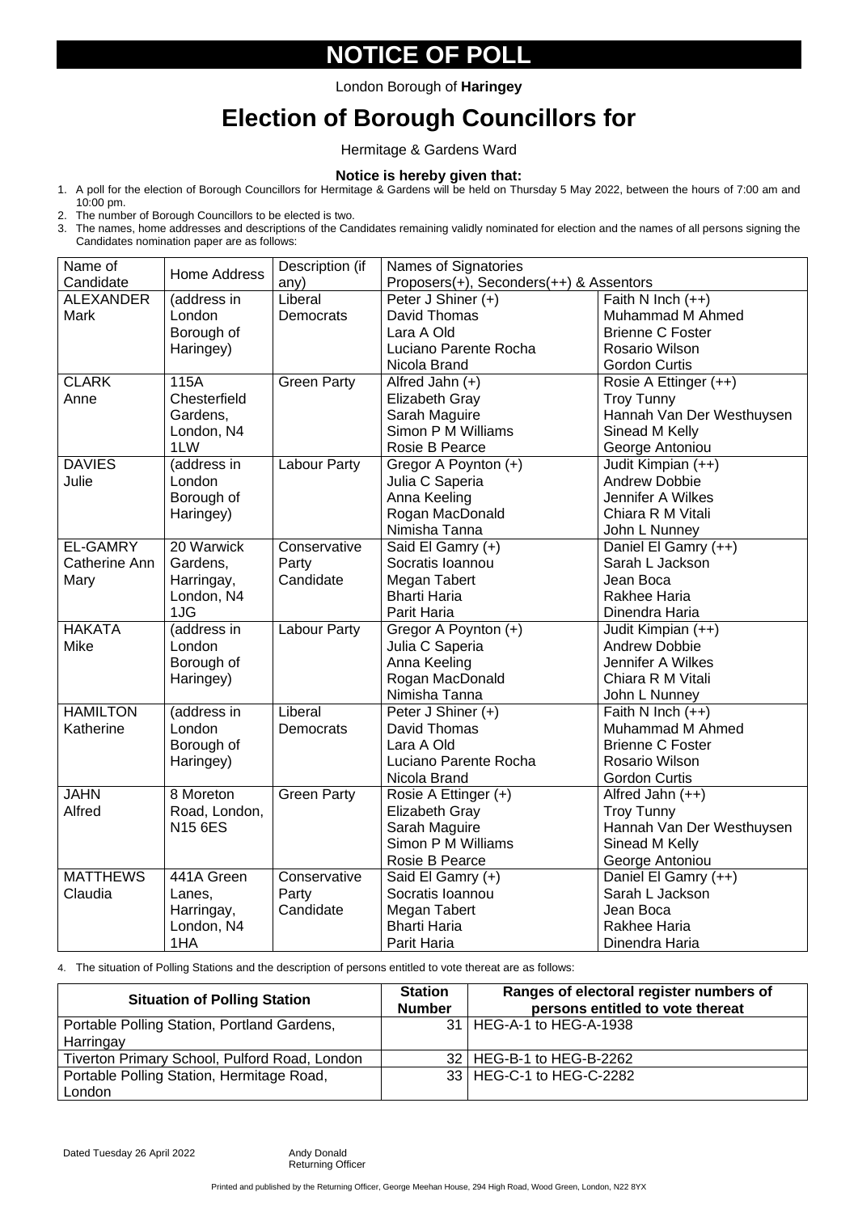# NOTICE OF POLL

London Borough of **Haringey**

# Election of Borough Councillors for

Hermitage & Gardens Ward

**Notice is hereby given that:**

1. A poll for the election of Borough Councillors for Hermitage & Gardens will be held on Thursday 5 May 2022, between the hours of 7:00 am and 10:00 pm.
2. The number of Borough Councillors to be elected is two.
3. The names, home addresses and descriptions of the Candidates remaining validly nominated for election and the names of all persons signing the Candidates nomination paper are as follows:

| Name of Candidate | Home Address | Description (if any) | Names of Signatories Proposers(+), Seconders(++) & Assentors | |
|---|---|---|---|---|
| ALEXANDER Mark | (address in London Borough of Haringey) | Liberal Democrats | Peter J Shiner (+)<br>David Thomas<br>Lara A Old<br>Luciano Parente Rocha<br>Nicola Brand | Faith N Inch (++)<br>Muhammad M Ahmed<br>Brienne C Foster<br>Rosario Wilson<br>Gordon Curtis |
| CLARK Anne | 115A Chesterfield Gardens, London, N4 1LW | Green Party | Alfred Jahn (+)<br>Elizabeth Gray<br>Sarah Maguire<br>Simon P M Williams<br>Rosie B Pearce | Rosie A Ettinger (++)<br>Troy Tunny<br>Hannah Van Der Westhuysen<br>Sinead M Kelly<br>George Antoniou |
| DAVIES Julie | (address in London Borough of Haringey) | Labour Party | Gregor A Poynton (+)<br>Julia C Saperia<br>Anna Keeling<br>Rogan MacDonald<br>Nimisha Tanna | Judit Kimpian (++)<br>Andrew Dobbie<br>Jennifer A Wilkes<br>Chiara R M Vitali<br>John L Nunney |
| EL-GAMRY Catherine Ann Mary | 20 Warwick Gardens, Harringay, London, N4 1JG | Conservative Party Candidate | Said El Gamry (+)<br>Socratis Ioannou<br>Megan Tabert<br>Bharti Haria<br>Parit Haria | Daniel El Gamry (++)<br>Sarah L Jackson<br>Jean Boca<br>Rakhee Haria<br>Dinendra Haria |
| HAKATA Mike | (address in London Borough of Haringey) | Labour Party | Gregor A Poynton (+)<br>Julia C Saperia<br>Anna Keeling<br>Rogan MacDonald<br>Nimisha Tanna | Judit Kimpian (++)<br>Andrew Dobbie<br>Jennifer A Wilkes<br>Chiara R M Vitali<br>John L Nunney |
| HAMILTON Katherine | (address in London Borough of Haringey) | Liberal Democrats | Peter J Shiner (+)<br>David Thomas<br>Lara A Old<br>Luciano Parente Rocha<br>Nicola Brand | Faith N Inch (++)<br>Muhammad M Ahmed<br>Brienne C Foster<br>Rosario Wilson<br>Gordon Curtis |
| JAHN Alfred | 8 Moreton Road, London, N15 6ES | Green Party | Rosie A Ettinger (+)<br>Elizabeth Gray<br>Sarah Maguire<br>Simon P M Williams<br>Rosie B Pearce | Alfred Jahn (++)<br>Troy Tunny<br>Hannah Van Der Westhuysen<br>Sinead M Kelly<br>George Antoniou |
| MATTHEWS Claudia | 441A Green Lanes, Harringay, London, N4 1HA | Conservative Party Candidate | Said El Gamry (+)<br>Socratis Ioannou<br>Megan Tabert<br>Bharti Haria<br>Parit Haria | Daniel El Gamry (++)<br>Sarah L Jackson<br>Jean Boca<br>Rakhee Haria<br>Dinendra Haria |

4. The situation of Polling Stations and the description of persons entitled to vote thereat are as follows:

| Situation of Polling Station | Station Number | Ranges of electoral register numbers of persons entitled to vote thereat |
|---|---|---|
| Portable Polling Station, Portland Gardens, Harringay | 31 | HEG-A-1 to HEG-A-1938 |
| Tiverton Primary School, Pulford Road, London | 32 | HEG-B-1 to HEG-B-2262 |
| Portable Polling Station, Hermitage Road, London | 33 | HEG-C-1 to HEG-C-2282 |

Dated Tuesday 26 April 2022

Andy Donald
Returning Officer

Printed and published by the Returning Officer, George Meehan House, 294 High Road, Wood Green, London, N22 8YX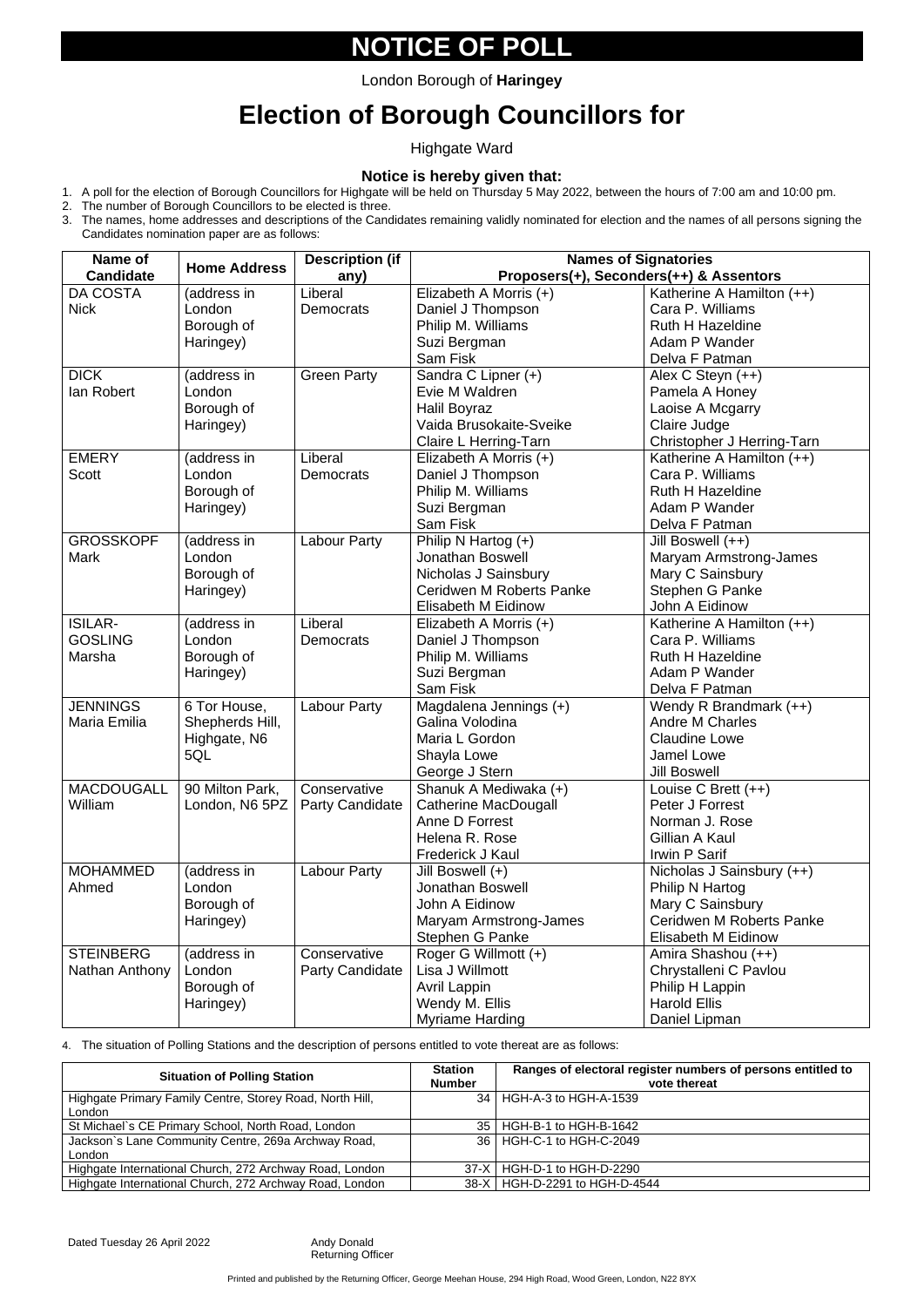# NOTICE OF POLL

London Borough of **Haringey**

# Election of Borough Councillors for

Highgate Ward

### Notice is hereby given that:

1. A poll for the election of Borough Councillors for Highgate will be held on Thursday 5 May 2022, between the hours of 7:00 am and 10:00 pm.
2. The number of Borough Councillors to be elected is three.
3. The names, home addresses and descriptions of the Candidates remaining validly nominated for election and the names of all persons signing the Candidates nomination paper are as follows:

| Name of Candidate | Home Address | Description (if any) | Names of Signatories Proposers(+), Seconders(++) & Assentors | |
|---|---|---|---|---|
| DA COSTA Nick | (address in London Borough of Haringey) | Liberal Democrats | Elizabeth A Morris (+) | Katherine A Hamilton (++) |
| | | | Daniel J Thompson | Cara P. Williams |
| | | | Philip M. Williams | Ruth H Hazeldine |
| | | | Suzi Bergman | Adam P Wander |
| | | | Sam Fisk | Delva F Patman |
| DICK Ian Robert | (address in London Borough of Haringey) | Green Party | Sandra C Lipner (+) | Alex C Steyn (++) |
| | | | Evie M Waldren | Pamela A Honey |
| | | | Halil Boyraz | Laoise A Mcgarry |
| | | | Vaida Brusokaite-Sveike | Claire Judge |
| | | | Claire L Herring-Tarn | Christopher J Herring-Tarn |
| EMERY Scott | (address in London Borough of Haringey) | Liberal Democrats | Elizabeth A Morris (+) | Katherine A Hamilton (++) |
| | | | Daniel J Thompson | Cara P. Williams |
| | | | Philip M. Williams | Ruth H Hazeldine |
| | | | Suzi Bergman | Adam P Wander |
| | | | Sam Fisk | Delva F Patman |
| GROSSKOPF Mark | (address in London Borough of Haringey) | Labour Party | Philip N Hartog (+) | Jill Boswell (++) |
| | | | Jonathan Boswell | Maryam Armstrong-James |
| | | | Nicholas J Sainsbury | Mary C Sainsbury |
| | | | Ceridwen M Roberts Panke | Stephen G Panke |
| | | | Elisabeth M Eidinow | John A Eidinow |
| ISILAR-GOSLING Marsha | (address in London Borough of Haringey) | Liberal Democrats | Elizabeth A Morris (+) | Katherine A Hamilton (++) |
| | | | Daniel J Thompson | Cara P. Williams |
| | | | Philip M. Williams | Ruth H Hazeldine |
| | | | Suzi Bergman | Adam P Wander |
| | | | Sam Fisk | Delva F Patman |
| JENNINGS Maria Emilia | 6 Tor House, Shepherds Hill, Highgate, N6 5QL | Labour Party | Magdalena Jennings (+) | Wendy R Brandmark (++) |
| | | | Galina Volodina | Andre M Charles |
| | | | Maria L Gordon | Claudine Lowe |
| | | | Shayla Lowe | Jamel Lowe |
| | | | George J Stern | Jill Boswell |
| MACDOUGALL William | 90 Milton Park, London, N6 5PZ | Conservative Party Candidate | Shanuk A Mediwaka (+) | Louise C Brett (++) |
| | | | Catherine MacDougall | Peter J Forrest |
| | | | Anne D Forrest | Norman J. Rose |
| | | | Helena R. Rose | Gillian A Kaul |
| | | | Frederick J Kaul | Irwin P Sarif |
| MOHAMMED Ahmed | (address in London Borough of Haringey) | Labour Party | Jill Boswell (+) | Nicholas J Sainsbury (++) |
| | | | Jonathan Boswell | Philip N Hartog |
| | | | John A Eidinow | Mary C Sainsbury |
| | | | Maryam Armstrong-James | Ceridwen M Roberts Panke |
| | | | Stephen G Panke | Elisabeth M Eidinow |
| STEINBERG Nathan Anthony | (address in London Borough of Haringey) | Conservative Party Candidate | Roger G Willmott (+) | Amira Shashou (++) |
| | | | Lisa J Willmott | Chrystalleni C Pavlou |
| | | | Avril Lappin | Philip H Lappin |
| | | | Wendy M. Ellis | Harold Ellis |
| | | | Myriame Harding | Daniel Lipman |

4. The situation of Polling Stations and the description of persons entitled to vote thereat are as follows:

| Situation of Polling Station | Station Number | Ranges of electoral register numbers of persons entitled to vote thereat |
|---|---|---|
| Highgate Primary Family Centre, Storey Road, North Hill, London | 34 | HGH-A-3 to HGH-A-1539 |
| St Michael`s CE Primary School, North Road, London | 35 | HGH-B-1 to HGH-B-1642 |
| Jackson`s Lane Community Centre, 269a Archway Road, London | 36 | HGH-C-1 to HGH-C-2049 |
| Highgate International Church, 272 Archway Road, London | 37-X | HGH-D-1 to HGH-D-2290 |
| Highgate International Church, 272 Archway Road, London | 38-X | HGH-D-2291 to HGH-D-4544 |

Dated Tuesday 26 April 2022

Andy Donald
Returning Officer

Printed and published by the Returning Officer, George Meehan House, 294 High Road, Wood Green, London, N22 8YX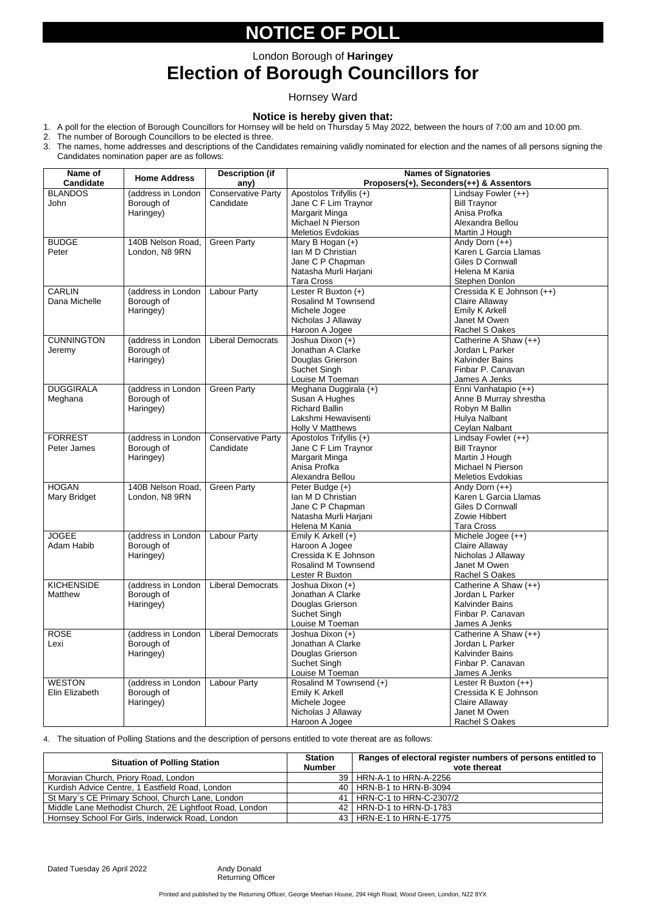# NOTICE OF POLL

London Borough of **Haringey**

## Election of Borough Councillors for

Hornsey Ward

### Notice is hereby given that:

1. A poll for the election of Borough Councillors for Hornsey will be held on Thursday 5 May 2022, between the hours of 7:00 am and 10:00 pm.
2. The number of Borough Councillors to be elected is three.
3. The names, home addresses and descriptions of the Candidates remaining validly nominated for election and the names of all persons signing the Candidates nomination paper are as follows:

| Name of Candidate | Home Address | Description (if any) | Names of Signatories Proposers(+), Seconders(++) & Assentors | |
|---|---|---|---|---|
| BLANDOS John | (address in London Borough of Haringey) | Conservative Party Candidate | Apostolos Trifyllis (+)<br>Jane C F Lim Traynor<br>Margarit Minga<br>Michael N Pierson<br>Meletios Evdokias | Lindsay Fowler (++)<br>Bill Traynor<br>Anisa Profka<br>Alexandra Bellou<br>Martin J Hough |
| BUDGE Peter | 140B Nelson Road, London, N8 9RN | Green Party | Mary B Hogan (+)<br>Ian M D Christian<br>Jane C P Chapman<br>Natasha Murli Harjani<br>Tara Cross | Andy Dorn (++)<br>Karen L Garcia Llamas<br>Giles D Cornwall<br>Helena M Kania<br>Stephen Donlon |
| CARLIN Dana Michelle | (address in London Borough of Haringey) | Labour Party | Lester R Buxton (+)<br>Rosalind M Townsend<br>Michele Jogee<br>Nicholas J Allaway<br>Haroon A Jogee | Cressida K E Johnson (++)<br>Claire Allaway<br>Emily K Arkell<br>Janet M Owen<br>Rachel S Oakes |
| CUNNINGTON Jeremy | (address in London Borough of Haringey) | Liberal Democrats | Joshua Dixon (+)<br>Jonathan A Clarke<br>Douglas Grierson<br>Suchet Singh<br>Louise M Toeman | Catherine A Shaw (++)<br>Jordan L Parker<br>Kalvinder Bains<br>Finbar P. Canavan<br>James A Jenks |
| DUGGIRALA Meghana | (address in London Borough of Haringey) | Green Party | Meghana Duggirala (+)<br>Susan A Hughes<br>Richard Ballin<br>Lakshmi Hewavisenti<br>Holly V Matthews | Enni Vanhatapio (++)<br>Anne B Murray shrestha<br>Robyn M Ballin<br>Hulya Nalbant<br>Ceylan Nalbant |
| FORREST Peter James | (address in London Borough of Haringey) | Conservative Party Candidate | Apostolos Trifyllis (+)<br>Jane C F Lim Traynor<br>Margarit Minga<br>Anisa Profka<br>Alexandra Bellou | Lindsay Fowler (++)<br>Bill Traynor<br>Martin J Hough<br>Michael N Pierson<br>Meletios Evdokias |
| HOGAN Mary Bridget | 140B Nelson Road, London, N8 9RN | Green Party | Peter Budge (+)<br>Ian M D Christian<br>Jane C P Chapman<br>Natasha Murli Harjani<br>Helena M Kania | Andy Dorn (++)<br>Karen L Garcia Llamas<br>Giles D Cornwall<br>Zowie Hibbert<br>Tara Cross |
| JOGEE Adam Habib | (address in London Borough of Haringey) | Labour Party | Emily K Arkell (+)<br>Haroon A Jogee<br>Cressida K E Johnson<br>Rosalind M Townsend<br>Lester R Buxton | Michele Jogee (++)<br>Claire Allaway<br>Nicholas J Allaway<br>Janet M Owen<br>Rachel S Oakes |
| KICHENSIDE Matthew | (address in London Borough of Haringey) | Liberal Democrats | Joshua Dixon (+)<br>Jonathan A Clarke<br>Douglas Grierson<br>Suchet Singh<br>Louise M Toeman | Catherine A Shaw (++)<br>Jordan L Parker<br>Kalvinder Bains<br>Finbar P. Canavan<br>James A Jenks |
| ROSE Lexi | (address in London Borough of Haringey) | Liberal Democrats | Joshua Dixon (+)<br>Jonathan A Clarke<br>Douglas Grierson<br>Suchet Singh<br>Louise M Toeman | Catherine A Shaw (++)<br>Jordan L Parker<br>Kalvinder Bains<br>Finbar P. Canavan<br>James A Jenks |
| WESTON Elin Elizabeth | (address in London Borough of Haringey) | Labour Party | Rosalind M Townsend (+)<br>Emily K Arkell<br>Michele Jogee<br>Nicholas J Allaway<br>Haroon A Jogee | Lester R Buxton (++)<br>Cressida K E Johnson<br>Claire Allaway<br>Janet M Owen<br>Rachel S Oakes |

4. The situation of Polling Stations and the description of persons entitled to vote thereat are as follows:

| Situation of Polling Station | Station Number | Ranges of electoral register numbers of persons entitled to vote thereat |
|---|---|---|
| Moravian Church, Priory Road, London | 39 | HRN-A-1 to HRN-A-2256 |
| Kurdish Advice Centre, 1 Eastfield Road, London | 40 | HRN-B-1 to HRN-B-3094 |
| St Mary`s CE Primary School, Church Lane, London | 41 | HRN-C-1 to HRN-C-2307/2 |
| Middle Lane Methodist Church, 2E Lightfoot Road, London | 42 | HRN-D-1 to HRN-D-1783 |
| Hornsey School For Girls, Inderwick Road, London | 43 | HRN-E-1 to HRN-E-1775 |

Dated Tuesday 26 April 2022

Andy Donald
Returning Officer

Printed and published by the Returning Officer, George Meehan House, 294 High Road, Wood Green, London, N22 8YX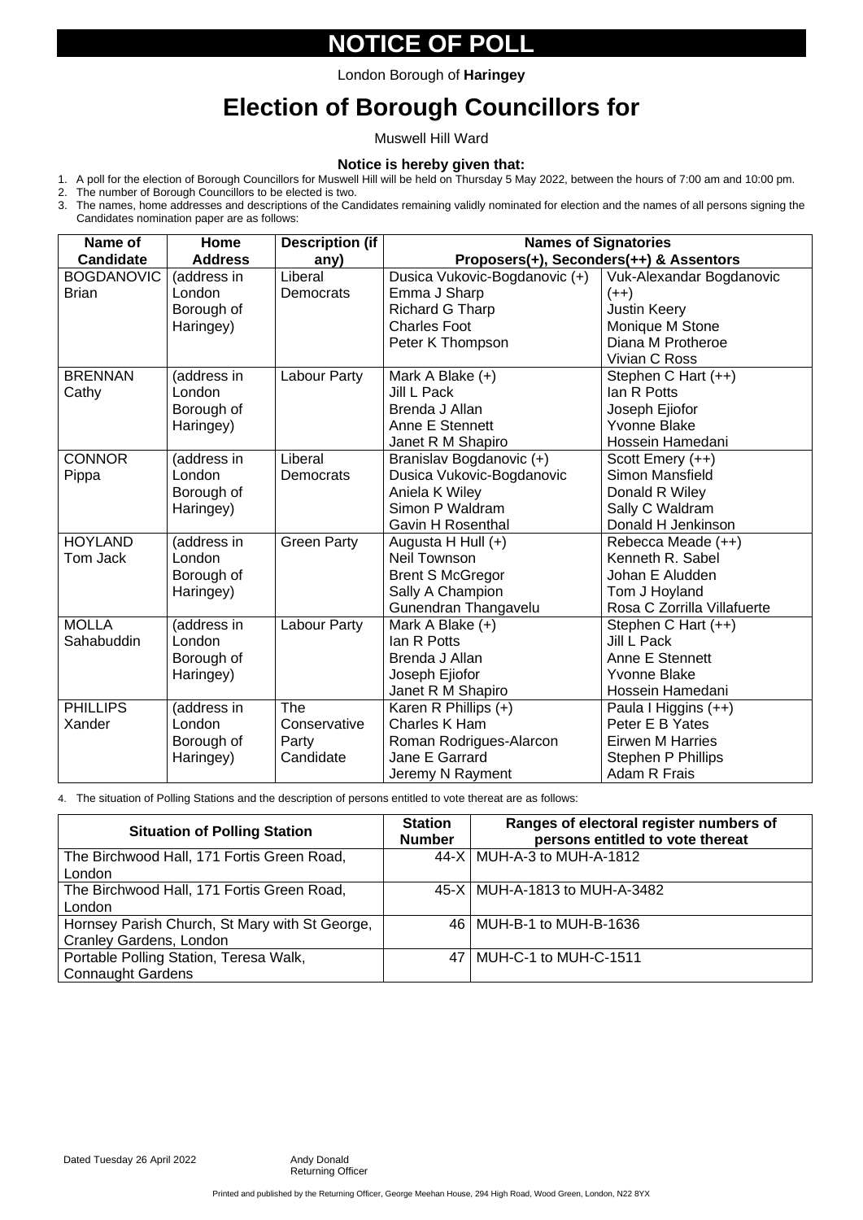# NOTICE OF POLL

London Borough of **Haringey**

# Election of Borough Councillors for

Muswell Hill Ward

**Notice is hereby given that:**

1. A poll for the election of Borough Councillors for Muswell Hill will be held on Thursday 5 May 2022, between the hours of 7:00 am and 10:00 pm.
2. The number of Borough Councillors to be elected is two.
3. The names, home addresses and descriptions of the Candidates remaining validly nominated for election and the names of all persons signing the Candidates nomination paper are as follows:

| Name of Candidate | Home Address | Description (if any) | Names of Signatories Proposers(+), Seconders(++) & Assentors | |
|---|---|---|---|---|
| BOGDANOVIC Brian | (address in London Borough of Haringey) | Liberal Democrats | Dusica Vukovic-Bogdanovic (+)<br>Emma J Sharp<br>Richard G Tharp<br>Charles Foot<br>Peter K Thompson | Vuk-Alexandar Bogdanovic (++)<br>Justin Keery<br>Monique M Stone<br>Diana M Protheroe<br>Vivian C Ross |
| BRENNAN Cathy | (address in London Borough of Haringey) | Labour Party | Mark A Blake (+)<br>Jill L Pack<br>Brenda J Allan<br>Anne E Stennett<br>Janet R M Shapiro | Stephen C Hart (++)<br>Ian R Potts<br>Joseph Ejiofor<br>Yvonne Blake<br>Hossein Hamedani |
| CONNOR Pippa | (address in London Borough of Haringey) | Liberal Democrats | Branislav Bogdanovic (+)<br>Dusica Vukovic-Bogdanovic<br>Aniela K Wiley<br>Simon P Waldram<br>Gavin H Rosenthal | Scott Emery (++)<br>Simon Mansfield<br>Donald R Wiley<br>Sally C Waldram<br>Donald H Jenkinson |
| HOYLAND Tom Jack | (address in London Borough of Haringey) | Green Party | Augusta H Hull (+)<br>Neil Townson<br>Brent S McGregor<br>Sally A Champion<br>Gunendran Thangavelu | Rebecca Meade (++)<br>Kenneth R. Sabel<br>Johan E Aludden<br>Tom J Hoyland<br>Rosa C Zorrilla Villafuerte |
| MOLLA Sahabuddin | (address in London Borough of Haringey) | Labour Party | Mark A Blake (+)<br>Ian R Potts<br>Brenda J Allan<br>Joseph Ejiofor<br>Janet R M Shapiro | Stephen C Hart (++)<br>Jill L Pack<br>Anne E Stennett<br>Yvonne Blake<br>Hossein Hamedani |
| PHILLIPS Xander | (address in London Borough of Haringey) | The Conservative Party Candidate | Karen R Phillips (+)<br>Charles K Ham<br>Roman Rodrigues-Alarcon<br>Jane E Garrard<br>Jeremy N Rayment | Paula I Higgins (++)<br>Peter E B Yates<br>Eirwen M Harries<br>Stephen P Phillips<br>Adam R Frais |

4. The situation of Polling Stations and the description of persons entitled to vote thereat are as follows:

| Situation of Polling Station | Station Number | Ranges of electoral register numbers of persons entitled to vote thereat |
|---|---|---|
| The Birchwood Hall, 171 Fortis Green Road, London | 44-X | MUH-A-3 to MUH-A-1812 |
| The Birchwood Hall, 171 Fortis Green Road, London | 45-X | MUH-A-1813 to MUH-A-3482 |
| Hornsey Parish Church, St Mary with St George, Cranley Gardens, London | 46 | MUH-B-1 to MUH-B-1636 |
| Portable Polling Station, Teresa Walk, Connaught Gardens | 47 | MUH-C-1 to MUH-C-1511 |

Dated Tuesday 26 April 2022

Andy Donald
Returning Officer

Printed and published by the Returning Officer, George Meehan House, 294 High Road, Wood Green, London, N22 8YX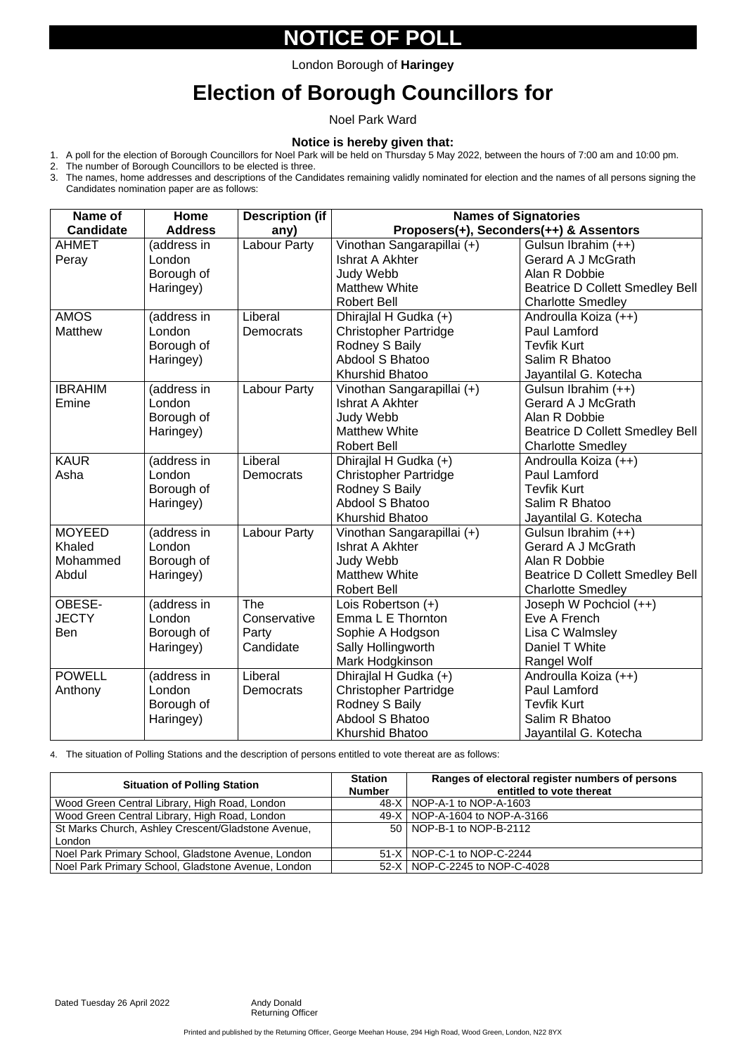# NOTICE OF POLL

London Borough of **Haringey**

# Election of Borough Councillors for

Noel Park Ward

**Notice is hereby given that:**

1. A poll for the election of Borough Councillors for Noel Park will be held on Thursday 5 May 2022, between the hours of 7:00 am and 10:00 pm.
2. The number of Borough Councillors to be elected is three.
3. The names, home addresses and descriptions of the Candidates remaining validly nominated for election and the names of all persons signing the Candidates nomination paper are as follows:

| Name of Candidate | Home Address | Description (if any) | Names of Signatories Proposers(+), Seconders(++) & Assentors | |
|---|---|---|---|---|
| AHMET Peray | (address in London Borough of Haringey) | Labour Party | Vinothan Sangarapillai (+)<br>Ishrat A Akhter<br>Judy Webb<br>Matthew White<br>Robert Bell | Gulsun Ibrahim (++)<br>Gerard A J McGrath<br>Alan R Dobbie<br>Beatrice D Collett Smedley Bell<br>Charlotte Smedley |
| AMOS Matthew | (address in London Borough of Haringey) | Liberal Democrats | Dhirajlal H Gudka (+)<br>Christopher Partridge<br>Rodney S Baily<br>Abdool S Bhatoo<br>Khurshid Bhatoo | Androulla Koiza (++)<br>Paul Lamford<br>Tevfik Kurt<br>Salim R Bhatoo<br>Jayantilal G. Kotecha |
| IBRAHIM Emine | (address in London Borough of Haringey) | Labour Party | Vinothan Sangarapillai (+)<br>Ishrat A Akhter<br>Judy Webb<br>Matthew White<br>Robert Bell | Gulsun Ibrahim (++)<br>Gerard A J McGrath<br>Alan R Dobbie<br>Beatrice D Collett Smedley Bell<br>Charlotte Smedley |
| KAUR Asha | (address in London Borough of Haringey) | Liberal Democrats | Dhirajlal H Gudka (+)<br>Christopher Partridge<br>Rodney S Baily<br>Abdool S Bhatoo<br>Khurshid Bhatoo | Androulla Koiza (++)<br>Paul Lamford<br>Tevfik Kurt<br>Salim R Bhatoo<br>Jayantilal G. Kotecha |
| MOYEED Khaled Mohammed Abdul | (address in London Borough of Haringey) | Labour Party | Vinothan Sangarapillai (+)<br>Ishrat A Akhter<br>Judy Webb<br>Matthew White<br>Robert Bell | Gulsun Ibrahim (++)<br>Gerard A J McGrath<br>Alan R Dobbie<br>Beatrice D Collett Smedley Bell<br>Charlotte Smedley |
| OBESE-JECTY Ben | (address in London Borough of Haringey) | The Conservative Party Candidate | Lois Robertson (+)<br>Emma L E Thornton<br>Sophie A Hodgson<br>Sally Hollingworth<br>Mark Hodgkinson | Joseph W Pochciol (++)<br>Eve A French<br>Lisa C Walmsley<br>Daniel T White<br>Rangel Wolf |
| POWELL Anthony | (address in London Borough of Haringey) | Liberal Democrats | Dhirajlal H Gudka (+)<br>Christopher Partridge<br>Rodney S Baily<br>Abdool S Bhatoo<br>Khurshid Bhatoo | Androulla Koiza (++)<br>Paul Lamford<br>Tevfik Kurt<br>Salim R Bhatoo<br>Jayantilal G. Kotecha |

4. The situation of Polling Stations and the description of persons entitled to vote thereat are as follows:

| Situation of Polling Station | Station Number | Ranges of electoral register numbers of persons entitled to vote thereat |
|---|---|---|
| Wood Green Central Library, High Road, London | 48-X | NOP-A-1 to NOP-A-1603 |
| Wood Green Central Library, High Road, London | 49-X | NOP-A-1604 to NOP-A-3166 |
| St Marks Church, Ashley Crescent/Gladstone Avenue, London | 50 | NOP-B-1 to NOP-B-2112 |
| Noel Park Primary School, Gladstone Avenue, London | 51-X | NOP-C-1 to NOP-C-2244 |
| Noel Park Primary School, Gladstone Avenue, London | 52-X | NOP-C-2245 to NOP-C-4028 |

Dated Tuesday 26 April 2022

Andy Donald
Returning Officer

Printed and published by the Returning Officer, George Meehan House, 294 High Road, Wood Green, London, N22 8YX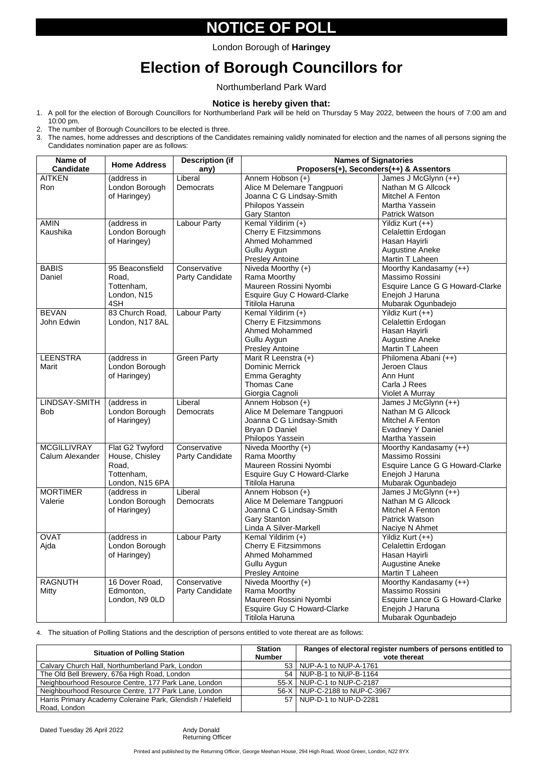# NOTICE OF POLL

London Borough of **Haringey**

# Election of Borough Councillors for

Northumberland Park Ward

### Notice is hereby given that:

1. A poll for the election of Borough Councillors for Northumberland Park will be held on Thursday 5 May 2022, between the hours of 7:00 am and 10:00 pm.
2. The number of Borough Councillors to be elected is three.
3. The names, home addresses and descriptions of the Candidates remaining validly nominated for election and the names of all persons signing the Candidates nomination paper are as follows:

| Name of Candidate | Home Address | Description (if any) | Names of Signatories Proposers(+), Seconders(++) & Assentors | |
|---|---|---|---|---|
| AITKEN Ron | (address in London Borough of Haringey) | Liberal Democrats | Annem Hobson (+)<br>Alice M Delemare Tangpuori<br>Joanna C G Lindsay-Smith<br>Philopos Yassein<br>Gary Stanton | James J McGlynn (++)<br>Nathan M G Allcock<br>Mitchel A Fenton<br>Martha Yassein<br>Patrick Watson |
| AMIN Kaushika | (address in London Borough of Haringey) | Labour Party | Kemal Yildirim (+)<br>Cherry E Fitzsimmons<br>Ahmed Mohammed<br>Gullu Aygun<br>Presley Antoine | Yildiz Kurt (++)<br>Celalettin Erdogan<br>Hasan Hayirli<br>Augustine Aneke<br>Martin T Laheen |
| BABIS Daniel | 95 Beaconsfield Road, Tottenham, London, N15 4SH | Conservative Party Candidate | Niveda Moorthy (+)<br>Rama Moorthy<br>Maureen Rossini Nyombi<br>Esquire Guy C Howard-Clarke<br>Titilola Haruna | Moorthy Kandasamy (++)<br>Massimo Rossini<br>Esquire Lance G G Howard-Clarke<br>Enejoh J Haruna<br>Mubarak Ogunbadejo |
| BEVAN John Edwin | 83 Church Road, London, N17 8AL | Labour Party | Kemal Yildirim (+)<br>Cherry E Fitzsimmons<br>Ahmed Mohammed<br>Gullu Aygun<br>Presley Antoine | Yildiz Kurt (++)<br>Celalettin Erdogan<br>Hasan Hayirli<br>Augustine Aneke<br>Martin T Laheen |
| LEENSTRA Marit | (address in London Borough of Haringey) | Green Party | Marit R Leenstra (+)<br>Dominic Merrick<br>Emma Geraghty<br>Thomas Cane<br>Giorgia Cagnoli | Philomena Abani (++)<br>Jeroen Claus<br>Ann Hunt<br>Carla J Rees<br>Violet A Murray |
| LINDSAY-SMITH Bob | (address in London Borough of Haringey) | Liberal Democrats | Annem Hobson (+)<br>Alice M Delemare Tangpuori<br>Joanna C G Lindsay-Smith<br>Bryan D Daniel<br>Philopos Yassein | James J McGlynn (++)<br>Nathan M G Allcock<br>Mitchel A Fenton<br>Evadney Y Daniel<br>Martha Yassein |
| MCGILLIVRAY Calum Alexander | Flat G2 Twyford House, Chisley Road, Tottenham, London, N15 6PA | Conservative Party Candidate | Niveda Moorthy (+)<br>Rama Moorthy<br>Maureen Rossini Nyombi<br>Esquire Guy C Howard-Clarke<br>Titilola Haruna | Moorthy Kandasamy (++)<br>Massimo Rossini<br>Esquire Lance G G Howard-Clarke<br>Enejoh J Haruna<br>Mubarak Ogunbadejo |
| MORTIMER Valerie | (address in London Borough of Haringey) | Liberal Democrats | Annem Hobson (+)<br>Alice M Delemare Tangpuori<br>Joanna C G Lindsay-Smith<br>Gary Stanton<br>Linda A Silver-Markell | James J McGlynn (++)<br>Nathan M G Allcock<br>Mitchel A Fenton<br>Patrick Watson<br>Naciye N Ahmet |
| OVAT Ajda | (address in London Borough of Haringey) | Labour Party | Kemal Yildirim (+)<br>Cherry E Fitzsimmons<br>Ahmed Mohammed<br>Gullu Aygun<br>Presley Antoine | Yildiz Kurt (++)<br>Celalettin Erdogan<br>Hasan Hayirli<br>Augustine Aneke<br>Martin T Laheen |
| RAGNUTH Mitty | 16 Dover Road, Edmonton, London, N9 0LD | Conservative Party Candidate | Niveda Moorthy (+)<br>Rama Moorthy<br>Maureen Rossini Nyombi<br>Esquire Guy C Howard-Clarke<br>Titilola Haruna | Moorthy Kandasamy (++)<br>Massimo Rossini<br>Esquire Lance G G Howard-Clarke<br>Enejoh J Haruna<br>Mubarak Ogunbadejo |

4. The situation of Polling Stations and the description of persons entitled to vote thereat are as follows:

| Situation of Polling Station | Station Number | Ranges of electoral register numbers of persons entitled to vote thereat |
|---|---|---|
| Calvary Church Hall, Northumberland Park, London | 53 | NUP-A-1 to NUP-A-1761 |
| The Old Bell Brewery, 676a High Road, London | 54 | NUP-B-1 to NUP-B-1164 |
| Neighbourhood Resource Centre, 177 Park Lane, London | 55-X | NUP-C-1 to NUP-C-2187 |
| Neighbourhood Resource Centre, 177 Park Lane, London | 56-X | NUP-C-2188 to NUP-C-3967 |
| Harris Primary Academy Coleraine Park, Glendish / Halefield Road, London | 57 | NUP-D-1 to NUP-D-2281 |

Dated Tuesday 26 April 2022

Andy Donald
Returning Officer

Printed and published by the Returning Officer, George Meehan House, 294 High Road, Wood Green, London, N22 8YX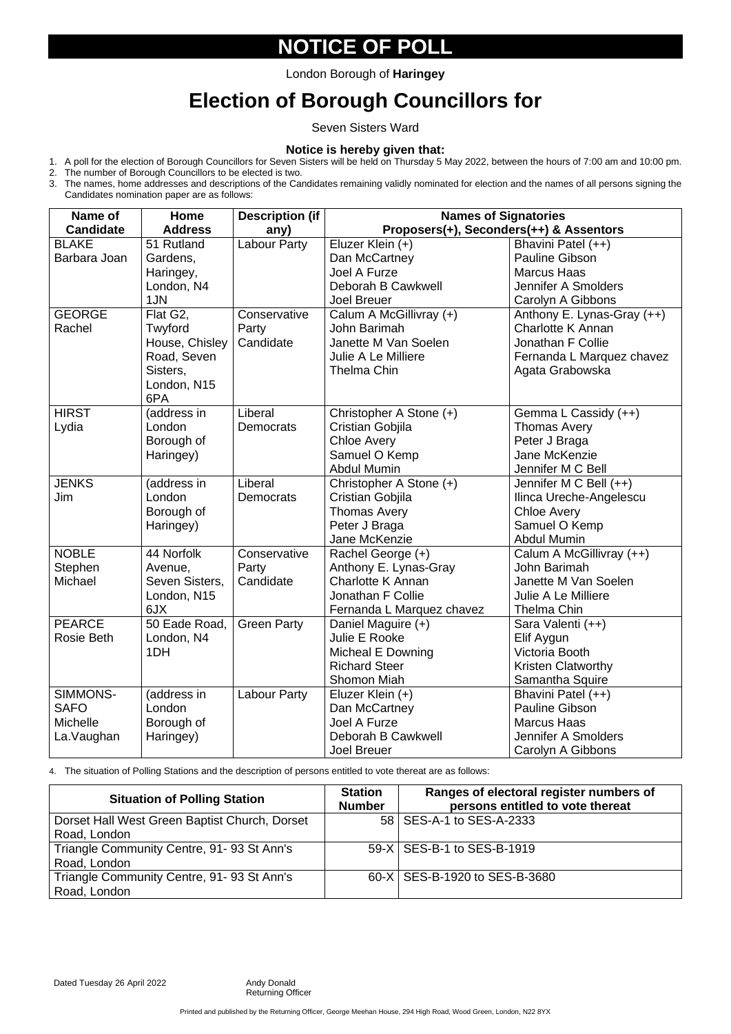# NOTICE OF POLL

London Borough of **Haringey**

# Election of Borough Councillors for

Seven Sisters Ward

**Notice is hereby given that:**

1. A poll for the election of Borough Councillors for Seven Sisters will be held on Thursday 5 May 2022, between the hours of 7:00 am and 10:00 pm.
2. The number of Borough Councillors to be elected is two.
3. The names, home addresses and descriptions of the Candidates remaining validly nominated for election and the names of all persons signing the Candidates nomination paper are as follows:

| Name of Candidate | Home Address | Description (if any) | Names of Signatories Proposers(+), Seconders(++) & Assentors | |
|---|---|---|---|---|
| BLAKE Barbara Joan | 51 Rutland Gardens, Haringey, London, N4 1JN | Labour Party | Eluzer Klein (+)<br>Dan McCartney<br>Joel A Furze<br>Deborah B Cawkwell<br>Joel Breuer | Bhavini Patel (++)<br>Pauline Gibson<br>Marcus Haas<br>Jennifer A Smolders<br>Carolyn A Gibbons |
| GEORGE Rachel | Flat G2, Twyford House, Chisley Road, Seven Sisters, London, N15 6PA | Conservative Party Candidate | Calum A McGillivray (+)<br>John Barimah<br>Janette M Van Soelen<br>Julie A Le Milliere<br>Thelma Chin | Anthony E. Lynas-Gray (++)<br>Charlotte K Annan<br>Jonathan F Collie<br>Fernanda L Marquez chavez<br>Agata Grabowska |
| HIRST Lydia | (address in London Borough of Haringey) | Liberal Democrats | Christopher A Stone (+)<br>Cristian Gobjila<br>Chloe Avery<br>Samuel O Kemp<br>Abdul Mumin | Gemma L Cassidy (++)<br>Thomas Avery<br>Peter J Braga<br>Jane McKenzie<br>Jennifer M C Bell |
| JENKS Jim | (address in London Borough of Haringey) | Liberal Democrats | Christopher A Stone (+)<br>Cristian Gobjila<br>Thomas Avery<br>Peter J Braga<br>Jane McKenzie | Jennifer M C Bell (++)<br>Ilinca Ureche-Angelescu<br>Chloe Avery<br>Samuel O Kemp<br>Abdul Mumin |
| NOBLE Stephen Michael | 44 Norfolk Avenue, Seven Sisters, London, N15 6JX | Conservative Party Candidate | Rachel George (+)<br>Anthony E. Lynas-Gray<br>Charlotte K Annan<br>Jonathan F Collie<br>Fernanda L Marquez chavez | Calum A McGillivray (++)<br>John Barimah<br>Janette M Van Soelen<br>Julie A Le Milliere<br>Thelma Chin |
| PEARCE Rosie Beth | 50 Eade Road, London, N4 1DH | Green Party | Daniel Maguire (+)<br>Julie E Rooke<br>Micheal E Downing<br>Richard Steer<br>Shomon Miah | Sara Valenti (++)<br>Elif Aygun<br>Victoria Booth<br>Kristen Clatworthy<br>Samantha Squire |
| SIMMONS-SAFO Michelle La.Vaughan | (address in London Borough of Haringey) | Labour Party | Eluzer Klein (+)<br>Dan McCartney<br>Joel A Furze<br>Deborah B Cawkwell<br>Joel Breuer | Bhavini Patel (++)<br>Pauline Gibson<br>Marcus Haas<br>Jennifer A Smolders<br>Carolyn A Gibbons |

4. The situation of Polling Stations and the description of persons entitled to vote thereat are as follows:

| Situation of Polling Station | Station Number | Ranges of electoral register numbers of persons entitled to vote thereat |
|---|---|---|
| Dorset Hall West Green Baptist Church, Dorset Road, London | 58 | SES-A-1 to SES-A-2333 |
| Triangle Community Centre, 91- 93 St Ann's Road, London | 59-X | SES-B-1 to SES-B-1919 |
| Triangle Community Centre, 91- 93 St Ann's Road, London | 60-X | SES-B-1920 to SES-B-3680 |

Dated Tuesday 26 April 2022

Andy Donald
Returning Officer

Printed and published by the Returning Officer, George Meehan House, 294 High Road, Wood Green, London, N22 8YX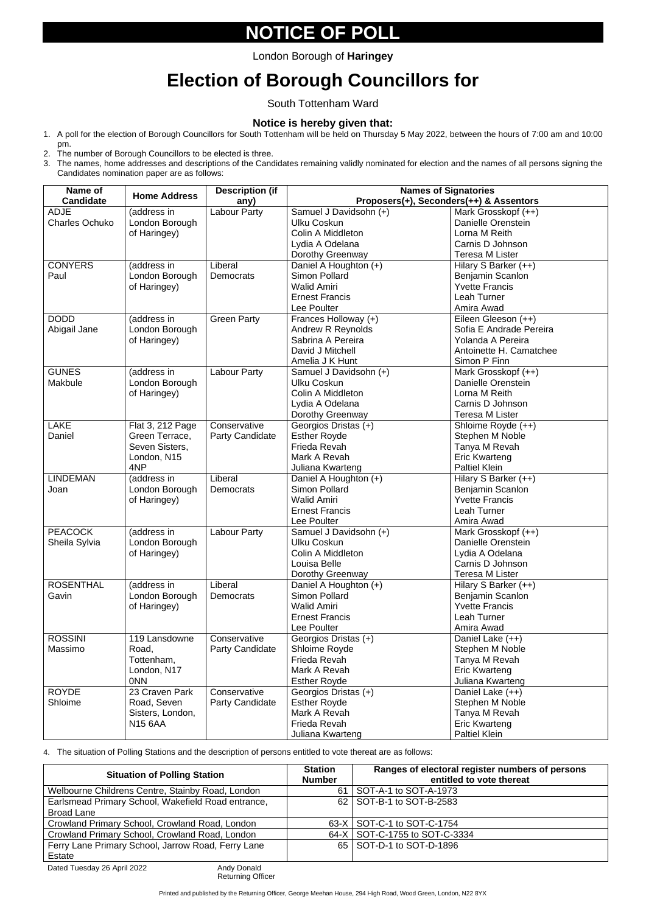# NOTICE OF POLL

London Borough of **Haringey**

# Election of Borough Councillors for

South Tottenham Ward

### Notice is hereby given that:

1. A poll for the election of Borough Councillors for South Tottenham will be held on Thursday 5 May 2022, between the hours of 7:00 am and 10:00 pm.
2. The number of Borough Councillors to be elected is three.
3. The names, home addresses and descriptions of the Candidates remaining validly nominated for election and the names of all persons signing the Candidates nomination paper are as follows:

| Name of Candidate | Home Address | Description (if any) | Names of Signatories Proposers(+), Seconders(++) & Assentors | |
|---|---|---|---|---|
| ADJE Charles Ochuko | (address in London Borough of Haringey) | Labour Party | Samuel J Davidsohn (+)<br>Ulku Coskun<br>Colin A Middleton<br>Lydia A Odelana<br>Dorothy Greenway | Mark Grosskopf (++)<br>Danielle Orenstein<br>Lorna M Reith<br>Carnis D Johnson<br>Teresa M Lister |
| CONYERS Paul | (address in London Borough of Haringey) | Liberal Democrats | Daniel A Houghton (+)<br>Simon Pollard<br>Walid Amiri<br>Ernest Francis<br>Lee Poulter | Hilary S Barker (++)<br>Benjamin Scanlon<br>Yvette Francis<br>Leah Turner<br>Amira Awad |
| DODD Abigail Jane | (address in London Borough of Haringey) | Green Party | Frances Holloway (+)<br>Andrew R Reynolds<br>Sabrina A Pereira<br>David J Mitchell<br>Amelia J K Hunt | Eileen Gleeson (++)<br>Sofia E Andrade Pereira<br>Yolanda A Pereira<br>Antoinette H. Camatchee<br>Simon P Finn |
| GUNES Makbule | (address in London Borough of Haringey) | Labour Party | Samuel J Davidsohn (+)<br>Ulku Coskun<br>Colin A Middleton<br>Lydia A Odelana<br>Dorothy Greenway | Mark Grosskopf (++)<br>Danielle Orenstein<br>Lorna M Reith<br>Carnis D Johnson<br>Teresa M Lister |
| LAKE Daniel | Flat 3, 212 Page Green Terrace, Seven Sisters, London, N15 4NP | Conservative Party Candidate | Georgios Dristas (+)<br>Esther Royde<br>Frieda Revah<br>Mark A Revah<br>Juliana Kwarteng | Shloime Royde (++)<br>Stephen M Noble<br>Tanya M Revah<br>Eric Kwarteng<br>Paltiel Klein |
| LINDEMAN Joan | (address in London Borough of Haringey) | Liberal Democrats | Daniel A Houghton (+)<br>Simon Pollard<br>Walid Amiri<br>Ernest Francis<br>Lee Poulter | Hilary S Barker (++)<br>Benjamin Scanlon<br>Yvette Francis<br>Leah Turner<br>Amira Awad |
| PEACOCK Sheila Sylvia | (address in London Borough of Haringey) | Labour Party | Samuel J Davidsohn (+)<br>Ulku Coskun<br>Colin A Middleton<br>Louisa Belle<br>Dorothy Greenway | Mark Grosskopf (++)<br>Danielle Orenstein<br>Lydia A Odelana<br>Carnis D Johnson<br>Teresa M Lister |
| ROSENTHAL Gavin | (address in London Borough of Haringey) | Liberal Democrats | Daniel A Houghton (+)<br>Simon Pollard<br>Walid Amiri<br>Ernest Francis<br>Lee Poulter | Hilary S Barker (++)<br>Benjamin Scanlon<br>Yvette Francis<br>Leah Turner<br>Amira Awad |
| ROSSINI Massimo | 119 Lansdowne Road, Tottenham, London, N17 0NN | Conservative Party Candidate | Georgios Dristas (+)<br>Shloime Royde<br>Frieda Revah<br>Mark A Revah<br>Esther Royde | Daniel Lake (++)<br>Stephen M Noble<br>Tanya M Revah<br>Eric Kwarteng<br>Juliana Kwarteng |
| ROYDE Shloime | 23 Craven Park Road, Seven Sisters, London, N15 6AA | Conservative Party Candidate | Georgios Dristas (+)<br>Esther Royde<br>Mark A Revah<br>Frieda Revah<br>Juliana Kwarteng | Daniel Lake (++)<br>Stephen M Noble<br>Tanya M Revah<br>Eric Kwarteng<br>Paltiel Klein |

4. The situation of Polling Stations and the description of persons entitled to vote thereat are as follows:

| Situation of Polling Station | Station Number | Ranges of electoral register numbers of persons entitled to vote thereat |
|---|---|---|
| Welbourne Childrens Centre, Stainby Road, London | 61 | SOT-A-1 to SOT-A-1973 |
| Earlsmead Primary School, Wakefield Road entrance, Broad Lane | 62 | SOT-B-1 to SOT-B-2583 |
| Crowland Primary School, Crowland Road, London | 63-X | SOT-C-1 to SOT-C-1754 |
| Crowland Primary School, Crowland Road, London | 64-X | SOT-C-1755 to SOT-C-3334 |
| Ferry Lane Primary School, Jarrow Road, Ferry Lane Estate | 65 | SOT-D-1 to SOT-D-1896 |

Dated Tuesday 26 April 2022

Andy Donald
Returning Officer

Printed and published by the Returning Officer, George Meehan House, 294 High Road, Wood Green, London, N22 8YX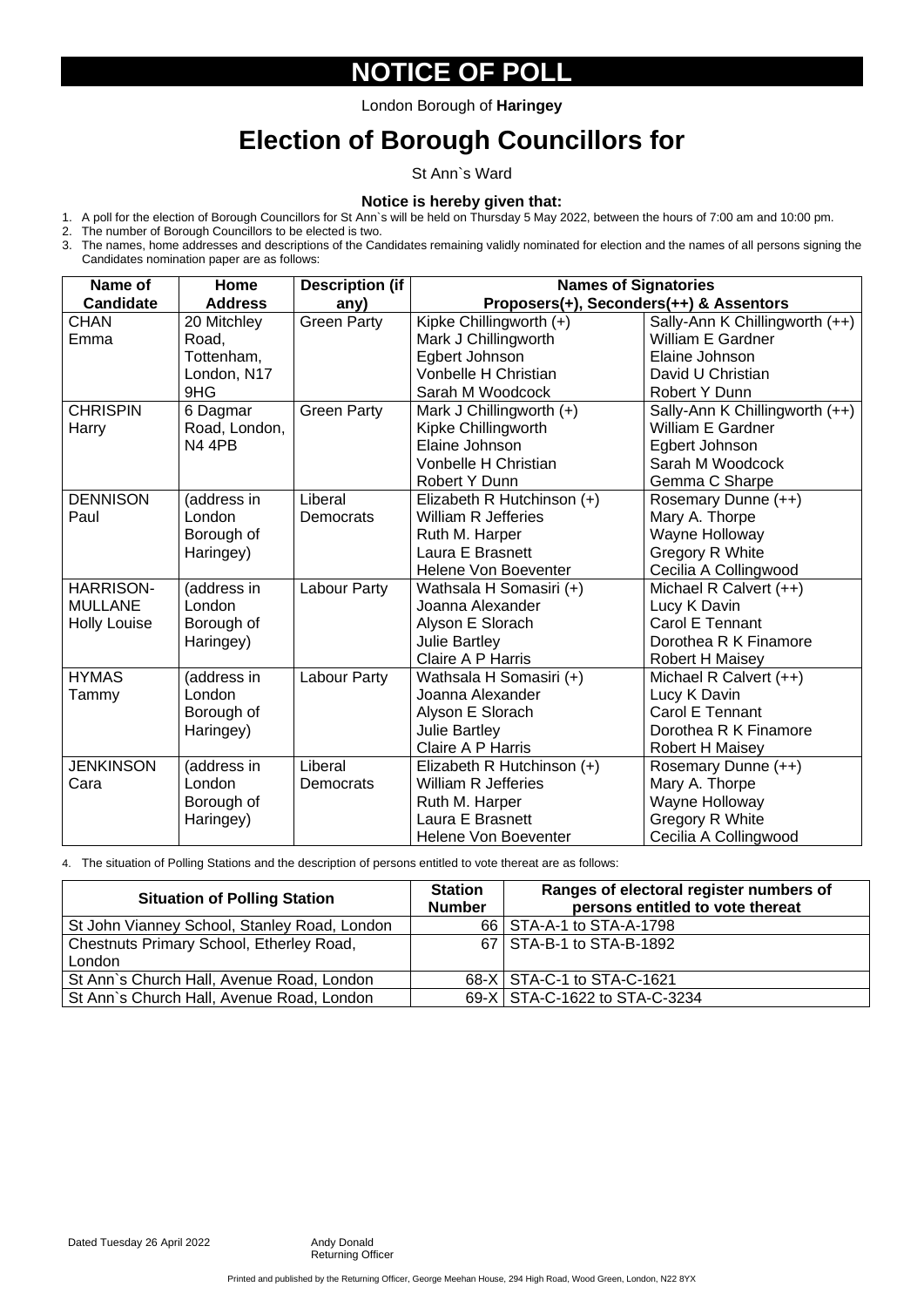# NOTICE OF POLL

London Borough of **Haringey**

# Election of Borough Councillors for

St Ann`s Ward

**Notice is hereby given that:**

1. A poll for the election of Borough Councillors for St Ann`s will be held on Thursday 5 May 2022, between the hours of 7:00 am and 10:00 pm.
2. The number of Borough Councillors to be elected is two.
3. The names, home addresses and descriptions of the Candidates remaining validly nominated for election and the names of all persons signing the Candidates nomination paper are as follows:

| Name of Candidate | Home Address | Description (if any) | Names of Signatories Proposers(+), Seconders(++) & Assentors | |
|---|---|---|---|---|
| CHAN Emma | 20 Mitchley Road, Tottenham, London, N17 9HG | Green Party | Kipke Chillingworth (+)<br>Mark J Chillingworth<br>Egbert Johnson<br>Vonbelle H Christian<br>Sarah M Woodcock | Sally-Ann K Chillingworth (++)<br>William E Gardner<br>Elaine Johnson<br>David U Christian<br>Robert Y Dunn |
| CHRISPIN Harry | 6 Dagmar Road, London, N4 4PB | Green Party | Mark J Chillingworth (+)<br>Kipke Chillingworth<br>Elaine Johnson<br>Vonbelle H Christian<br>Robert Y Dunn | Sally-Ann K Chillingworth (++)<br>William E Gardner<br>Egbert Johnson<br>Sarah M Woodcock<br>Gemma C Sharpe |
| DENNISON Paul | (address in London Borough of Haringey) | Liberal Democrats | Elizabeth R Hutchinson (+)<br>William R Jefferies<br>Ruth M. Harper<br>Laura E Brasnett<br>Helene Von Boeventer | Rosemary Dunne (++)<br>Mary A. Thorpe<br>Wayne Holloway<br>Gregory R White<br>Cecilia A Collingwood |
| HARRISON-MULLANE Holly Louise | (address in London Borough of Haringey) | Labour Party | Wathsala H Somasiri (+)<br>Joanna Alexander<br>Alyson E Slorach<br>Julie Bartley<br>Claire A P Harris | Michael R Calvert (++)<br>Lucy K Davin<br>Carol E Tennant<br>Dorothea R K Finamore<br>Robert H Maisey |
| HYMAS Tammy | (address in London Borough of Haringey) | Labour Party | Wathsala H Somasiri (+)<br>Joanna Alexander<br>Alyson E Slorach<br>Julie Bartley<br>Claire A P Harris | Michael R Calvert (++)<br>Lucy K Davin<br>Carol E Tennant<br>Dorothea R K Finamore<br>Robert H Maisey |
| JENKINSON Cara | (address in London Borough of Haringey) | Liberal Democrats | Elizabeth R Hutchinson (+)<br>William R Jefferies<br>Ruth M. Harper<br>Laura E Brasnett<br>Helene Von Boeventer | Rosemary Dunne (++)<br>Mary A. Thorpe<br>Wayne Holloway<br>Gregory R White<br>Cecilia A Collingwood |

4. The situation of Polling Stations and the description of persons entitled to vote thereat are as follows:

| Situation of Polling Station | Station Number | Ranges of electoral register numbers of persons entitled to vote thereat |
|---|---|---|
| St John Vianney School, Stanley Road, London | 66 | STA-A-1 to STA-A-1798 |
| Chestnuts Primary School, Etherley Road, London | 67 | STA-B-1 to STA-B-1892 |
| St Ann`s Church Hall, Avenue Road, London | 68-X | STA-C-1 to STA-C-1621 |
| St Ann`s Church Hall, Avenue Road, London | 69-X | STA-C-1622 to STA-C-3234 |

Dated Tuesday 26 April 2022

Andy Donald
Returning Officer

Printed and published by the Returning Officer, George Meehan House, 294 High Road, Wood Green, London, N22 8YX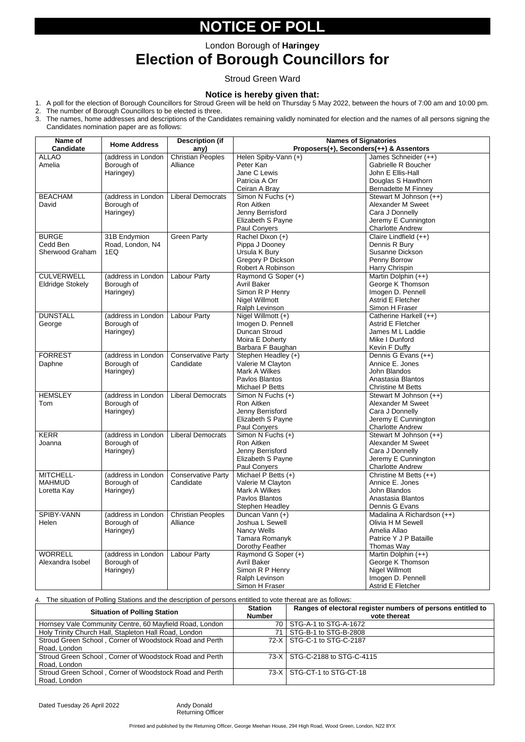# NOTICE OF POLL

London Borough of **Haringey**

## Election of Borough Councillors for

Stroud Green Ward

### Notice is hereby given that:

1. A poll for the election of Borough Councillors for Stroud Green will be held on Thursday 5 May 2022, between the hours of 7:00 am and 10:00 pm.
2. The number of Borough Councillors to be elected is three.
3. The names, home addresses and descriptions of the Candidates remaining validly nominated for election and the names of all persons signing the Candidates nomination paper are as follows:

| Name of Candidate | Home Address | Description (if any) | Names of Signatories Proposers(+), Seconders(++) & Assentors | |
|---|---|---|---|---|
| ALLAO Amelia | (address in London Borough of Haringey) | Christian Peoples Alliance | Helen Spiby-Vann (+) | James Schneider (++) |
| | | | Peter Kan | Gabrielle R Boucher |
| | | | Jane C Lewis | John E Ellis-Hall |
| | | | Patricia A Orr | Douglas S Hawthorn |
| | | | Ceiran A Bray | Bernadette M Finney |
| BEACHAM David | (address in London Borough of Haringey) | Liberal Democrats | Simon N Fuchs (+) | Stewart M Johnson (++) |
| | | | Ron Aitken | Alexander M Sweet |
| | | | Jenny Berrisford | Cara J Donnelly |
| | | | Elizabeth S Payne | Jeremy E Cunnington |
| | | | Paul Conyers | Charlotte Andrew |
| BURGE Cedd Ben Sherwood Graham | 31B Endymion Road, London, N4 1EQ | Green Party | Rachel Dixon (+) | Claire Lindfield (++) |
| | | | Pippa J Dooney | Dennis R Bury |
| | | | Ursula K Bury | Susanne Dickson |
| | | | Gregory P Dickson | Penny Borrow |
| | | | Robert A Robinson | Harry Chrispin |
| CULVERWELL Eldridge Stokely | (address in London Borough of Haringey) | Labour Party | Raymond G Soper (+) | Martin Dolphin (++) |
| | | | Avril Baker | George K Thomson |
| | | | Simon R P Henry | Imogen D. Pennell |
| | | | Nigel Willmott | Astrid E Fletcher |
| | | | Ralph Levinson | Simon H Fraser |
| DUNSTALL George | (address in London Borough of Haringey) | Labour Party | Nigel Willmott (+) | Catherine Harkell (++) |
| | | | Imogen D. Pennell | Astrid E Fletcher |
| | | | Duncan Stroud | James M L Laddie |
| | | | Moira E Doherty | Mike I Dunford |
| | | | Barbara F Baughan | Kevin F Duffy |
| FORREST Daphne | (address in London Borough of Haringey) | Conservative Party Candidate | Stephen Headley (+) | Dennis G Evans (++) |
| | | | Valerie M Clayton | Annice E. Jones |
| | | | Mark A Wilkes | John Blandos |
| | | | Pavlos Blantos | Anastasia Blantos |
| | | | Michael P Betts | Christine M Betts |
| HEMSLEY Tom | (address in London Borough of Haringey) | Liberal Democrats | Simon N Fuchs (+) | Stewart M Johnson (++) |
| | | | Ron Aitken | Alexander M Sweet |
| | | | Jenny Berrisford | Cara J Donnelly |
| | | | Elizabeth S Payne | Jeremy E Cunnington |
| | | | Paul Conyers | Charlotte Andrew |
| KERR Joanna | (address in London Borough of Haringey) | Liberal Democrats | Simon N Fuchs (+) | Stewart M Johnson (++) |
| | | | Ron Aitken | Alexander M Sweet |
| | | | Jenny Berrisford | Cara J Donnelly |
| | | | Elizabeth S Payne | Jeremy E Cunnington |
| | | | Paul Conyers | Charlotte Andrew |
| MITCHELL-MAHMUD Loretta Kay | (address in London Borough of Haringey) | Conservative Party Candidate | Michael P Betts (+) | Christine M Betts (++) |
| | | | Valerie M Clayton | Annice E. Jones |
| | | | Mark A Wilkes | John Blandos |
| | | | Pavlos Blantos | Anastasia Blantos |
| | | | Stephen Headley | Dennis G Evans |
| SPIBY-VANN Helen | (address in London Borough of Haringey) | Christian Peoples Alliance | Duncan Vann (+) | Madalina A Richardson (++) |
| | | | Joshua L Sewell | Olivia H M Sewell |
| | | | Nancy Wells | Amelia Allao |
| | | | Tamara Romanyk | Patrice Y J P Bataille |
| | | | Dorothy Feather | Thomas Way |
| WORRELL Alexandra Isobel | (address in London Borough of Haringey) | Labour Party | Raymond G Soper (+) | Martin Dolphin (++) |
| | | | Avril Baker | George K Thomson |
| | | | Simon R P Henry | Nigel Willmott |
| | | | Ralph Levinson | Imogen D. Pennell |
| | | | Simon H Fraser | Astrid E Fletcher |

4. The situation of Polling Stations and the description of persons entitled to vote thereat are as follows:

| Situation of Polling Station | Station Number | Ranges of electoral register numbers of persons entitled to vote thereat |
|---|---|---|
| Hornsey Vale Community Centre, 60 Mayfield Road, London | 70 | STG-A-1 to STG-A-1672 |
| Holy Trinity Church Hall, Stapleton Hall Road, London | 71 | STG-B-1 to STG-B-2808 |
| Stroud Green School , Corner of Woodstock Road and Perth Road, London | 72-X | STG-C-1 to STG-C-2187 |
| Stroud Green School , Corner of Woodstock Road and Perth Road, London | 73-X | STG-C-2188 to STG-C-4115 |
| Stroud Green School , Corner of Woodstock Road and Perth Road, London | 73-X | STG-CT-1 to STG-CT-18 |

Dated Tuesday 26 April 2022

Andy Donald
Returning Officer

Printed and published by the Returning Officer, George Meehan House, 294 High Road, Wood Green, London, N22 8YX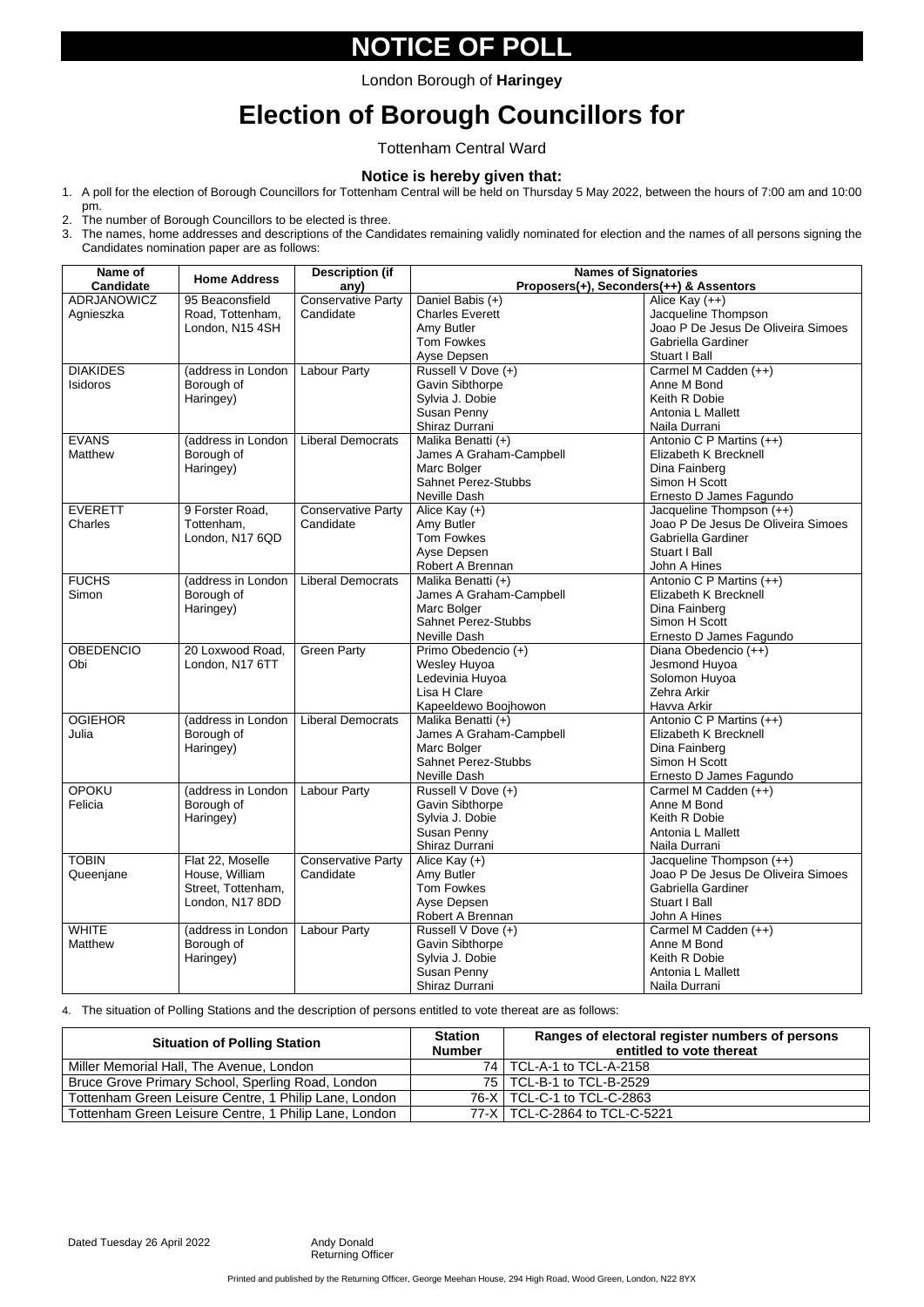# NOTICE OF POLL

London Borough of **Haringey**

# Election of Borough Councillors for

Tottenham Central Ward

### Notice is hereby given that:

1. A poll for the election of Borough Councillors for Tottenham Central will be held on Thursday 5 May 2022, between the hours of 7:00 am and 10:00 pm.
2. The number of Borough Councillors to be elected is three.
3. The names, home addresses and descriptions of the Candidates remaining validly nominated for election and the names of all persons signing the Candidates nomination paper are as follows:

| Name of Candidate | Home Address | Description (if any) | Names of Signatories Proposers(+), Seconders(++) & Assentors | |
|---|---|---|---|---|
| ADRJANOWICZ Agnieszka | 95 Beaconsfield Road, Tottenham, London, N15 4SH | Conservative Party Candidate | Daniel Babis (+) | Alice Kay (++) |
| | | | Charles Everett | Jacqueline Thompson |
| | | | Amy Butler | Joao P De Jesus De Oliveira Simoes |
| | | | Tom Fowkes | Gabriella Gardiner |
| | | | Ayse Depsen | Stuart I Ball |
| DIAKIDES Isidoros | (address in London Borough of Haringey) | Labour Party | Russell V Dove (+) | Carmel M Cadden (++) |
| | | | Gavin Sibthorpe | Anne M Bond |
| | | | Sylvia J. Dobie | Keith R Dobie |
| | | | Susan Penny | Antonia L Mallett |
| | | | Shiraz Durrani | Naila Durrani |
| EVANS Matthew | (address in London Borough of Haringey) | Liberal Democrats | Malika Benatti (+) | Antonio C P Martins (++) |
| | | | James A Graham-Campbell | Elizabeth K Brecknell |
| | | | Marc Bolger | Dina Fainberg |
| | | | Sahnet Perez-Stubbs | Simon H Scott |
| | | | Neville Dash | Ernesto D James Fagundo |
| EVERETT Charles | 9 Forster Road, Tottenham, London, N17 6QD | Conservative Party Candidate | Alice Kay (+) | Jacqueline Thompson (++) |
| | | | Amy Butler | Joao P De Jesus De Oliveira Simoes |
| | | | Tom Fowkes | Gabriella Gardiner |
| | | | Ayse Depsen | Stuart I Ball |
| | | | Robert A Brennan | John A Hines |
| FUCHS Simon | (address in London Borough of Haringey) | Liberal Democrats | Malika Benatti (+) | Antonio C P Martins (++) |
| | | | James A Graham-Campbell | Elizabeth K Brecknell |
| | | | Marc Bolger | Dina Fainberg |
| | | | Sahnet Perez-Stubbs | Simon H Scott |
| | | | Neville Dash | Ernesto D James Fagundo |
| OBEDENCIO Obi | 20 Loxwood Road, London, N17 6TT | Green Party | Primo Obedencio (+) | Diana Obedencio (++) |
| | | | Wesley Huyoa | Jesmond Huyoa |
| | | | Ledevinia Huyoa | Solomon Huyoa |
| | | | Lisa H Clare | Zehra Arkir |
| | | | Kapeeldewo Boojhowon | Havva Arkir |
| OGIEHOR Julia | (address in London Borough of Haringey) | Liberal Democrats | Malika Benatti (+) | Antonio C P Martins (++) |
| | | | James A Graham-Campbell | Elizabeth K Brecknell |
| | | | Marc Bolger | Dina Fainberg |
| | | | Sahnet Perez-Stubbs | Simon H Scott |
| | | | Neville Dash | Ernesto D James Fagundo |
| OPOKU Felicia | (address in London Borough of Haringey) | Labour Party | Russell V Dove (+) | Carmel M Cadden (++) |
| | | | Gavin Sibthorpe | Anne M Bond |
| | | | Sylvia J. Dobie | Keith R Dobie |
| | | | Susan Penny | Antonia L Mallett |
| | | | Shiraz Durrani | Naila Durrani |
| TOBIN Queenjane | Flat 22, Moselle House, William Street, Tottenham, London, N17 8DD | Conservative Party Candidate | Alice Kay (+) | Jacqueline Thompson (++) |
| | | | Amy Butler | Joao P De Jesus De Oliveira Simoes |
| | | | Tom Fowkes | Gabriella Gardiner |
| | | | Ayse Depsen | Stuart I Ball |
| | | | Robert A Brennan | John A Hines |
| WHITE Matthew | (address in London Borough of Haringey) | Labour Party | Russell V Dove (+) | Carmel M Cadden (++) |
| | | | Gavin Sibthorpe | Anne M Bond |
| | | | Sylvia J. Dobie | Keith R Dobie |
| | | | Susan Penny | Antonia L Mallett |
| | | | Shiraz Durrani | Naila Durrani |

4. The situation of Polling Stations and the description of persons entitled to vote thereat are as follows:

| Situation of Polling Station | Station Number | Ranges of electoral register numbers of persons entitled to vote thereat |
|---|---|---|
| Miller Memorial Hall, The Avenue, London | 74 | TCL-A-1 to TCL-A-2158 |
| Bruce Grove Primary School, Sperling Road, London | 75 | TCL-B-1 to TCL-B-2529 |
| Tottenham Green Leisure Centre, 1 Philip Lane, London | 76-X | TCL-C-1 to TCL-C-2863 |
| Tottenham Green Leisure Centre, 1 Philip Lane, London | 77-X | TCL-C-2864 to TCL-C-5221 |

Dated Tuesday 26 April 2022

Andy Donald
Returning Officer

Printed and published by the Returning Officer, George Meehan House, 294 High Road, Wood Green, London, N22 8YX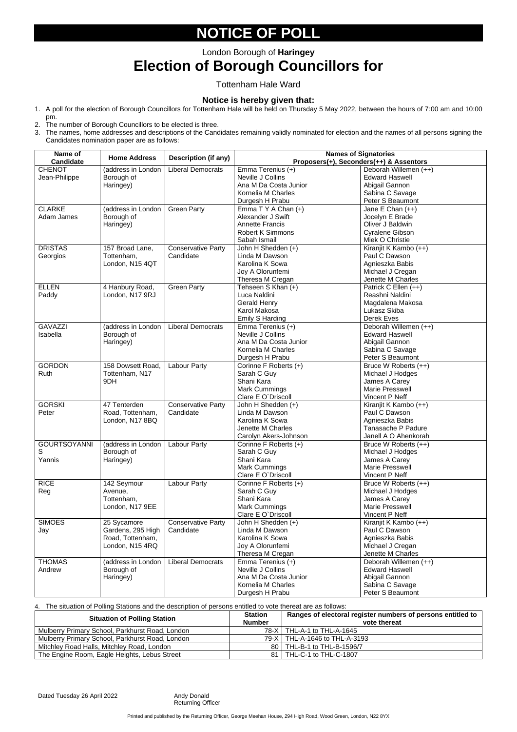# NOTICE OF POLL

London Borough of **Haringey**

## Election of Borough Councillors for

Tottenham Hale Ward

### Notice is hereby given that:

1. A poll for the election of Borough Councillors for Tottenham Hale will be held on Thursday 5 May 2022, between the hours of 7:00 am and 10:00 pm.
2. The number of Borough Councillors to be elected is three.
3. The names, home addresses and descriptions of the Candidates remaining validly nominated for election and the names of all persons signing the Candidates nomination paper are as follows:

| Name of Candidate | Home Address | Description (if any) | Names of Signatories Proposers(+), Seconders(++) & Assentors | |
|---|---|---|---|---|
| CHENOT Jean-Philippe | (address in London Borough of Haringey) | Liberal Democrats | Emma Terenius (+)<br>Neville J Collins<br>Ana M Da Costa Junior<br>Kornelia M Charles<br>Durgesh H Prabu | Deborah Willemen (++)<br>Edward Haswell<br>Abigail Gannon<br>Sabina C Savage<br>Peter S Beaumont |
| CLARKE Adam James | (address in London Borough of Haringey) | Green Party | Emma T Y A Chan (+)<br>Alexander J Swift<br>Annette Francis<br>Robert K Simmons<br>Sabah Ismail | Jane E Chan (++)<br>Jocelyn E Brade<br>Oliver J Baldwin<br>Cyralene Gibson<br>Miek O Christie |
| DRISTAS Georgios | 157 Broad Lane, Tottenham, London, N15 4QT | Conservative Party Candidate | John H Shedden (+)<br>Linda M Dawson<br>Karolina K Sowa<br>Joy A Olorunfemi<br>Theresa M Cregan | Kiranjit K Kambo (++)<br>Paul C Dawson<br>Agnieszka Babis<br>Michael J Cregan<br>Jenette M Charles |
| ELLEN Paddy | 4 Hanbury Road, London, N17 9RJ | Green Party | Tehseen S Khan (+)<br>Luca Naldini<br>Gerald Henry<br>Karol Makosa<br>Emily S Harding | Patrick C Ellen (++)<br>Reashni Naldini<br>Magdalena Makosa<br>Lukasz Skiba<br>Derek Eves |
| GAVAZZI Isabella | (address in London Borough of Haringey) | Liberal Democrats | Emma Terenius (+)<br>Neville J Collins<br>Ana M Da Costa Junior<br>Kornelia M Charles<br>Durgesh H Prabu | Deborah Willemen (++)<br>Edward Haswell<br>Abigail Gannon<br>Sabina C Savage<br>Peter S Beaumont |
| GORDON Ruth | 158 Dowsett Road, Tottenham, N17 9DH | Labour Party | Corinne F Roberts (+)<br>Sarah C Guy<br>Shani Kara<br>Mark Cummings<br>Clare E O`Driscoll | Bruce W Roberts (++)<br>Michael J Hodges<br>James A Carey<br>Marie Presswell<br>Vincent P Neff |
| GORSKI Peter | 47 Tenterden Road, Tottenham, London, N17 8BQ | Conservative Party Candidate | John H Shedden (+)<br>Linda M Dawson<br>Karolina K Sowa<br>Jenette M Charles<br>Carolyn Akers-Johnson | Kiranjit K Kambo (++)<br>Paul C Dawson<br>Agnieszka Babis<br>Tanasache P Padure<br>Janell A O Ahenkorah |
| GOURTSOYANNIS Yannis | (address in London Borough of Haringey) | Labour Party | Corinne F Roberts (+)<br>Sarah C Guy<br>Shani Kara<br>Mark Cummings<br>Clare E O`Driscoll | Bruce W Roberts (++)<br>Michael J Hodges<br>James A Carey<br>Marie Presswell<br>Vincent P Neff |
| RICE Reg | 142 Seymour Avenue, Tottenham, London, N17 9EE | Labour Party | Corinne F Roberts (+)<br>Sarah C Guy<br>Shani Kara<br>Mark Cummings<br>Clare E O`Driscoll | Bruce W Roberts (++)<br>Michael J Hodges<br>James A Carey<br>Marie Presswell<br>Vincent P Neff |
| SIMOES Jay | 25 Sycamore Gardens, 295 High Road, Tottenham, London, N15 4RQ | Conservative Party Candidate | John H Shedden (+)<br>Linda M Dawson<br>Karolina K Sowa<br>Joy A Olorunfemi<br>Theresa M Cregan | Kiranjit K Kambo (++)<br>Paul C Dawson<br>Agnieszka Babis<br>Michael J Cregan<br>Jenette M Charles |
| THOMAS Andrew | (address in London Borough of Haringey) | Liberal Democrats | Emma Terenius (+)<br>Neville J Collins<br>Ana M Da Costa Junior<br>Kornelia M Charles<br>Durgesh H Prabu | Deborah Willemen (++)<br>Edward Haswell<br>Abigail Gannon<br>Sabina C Savage<br>Peter S Beaumont |

4. The situation of Polling Stations and the description of persons entitled to vote thereat are as follows:

| Situation of Polling Station | Station Number | Ranges of electoral register numbers of persons entitled to vote thereat |
|---|---|---|
| Mulberry Primary School, Parkhurst Road, London | 78-X | THL-A-1 to THL-A-1645 |
| Mulberry Primary School, Parkhurst Road, London | 79-X | THL-A-1646 to THL-A-3193 |
| Mitchley Road Halls, Mitchley Road, London | 80 | THL-B-1 to THL-B-1596/7 |
| The Engine Room, Eagle Heights, Lebus Street | 81 | THL-C-1 to THL-C-1807 |

Dated Tuesday 26 April 2022

Andy Donald
Returning Officer

Printed and published by the Returning Officer, George Meehan House, 294 High Road, Wood Green, London, N22 8YX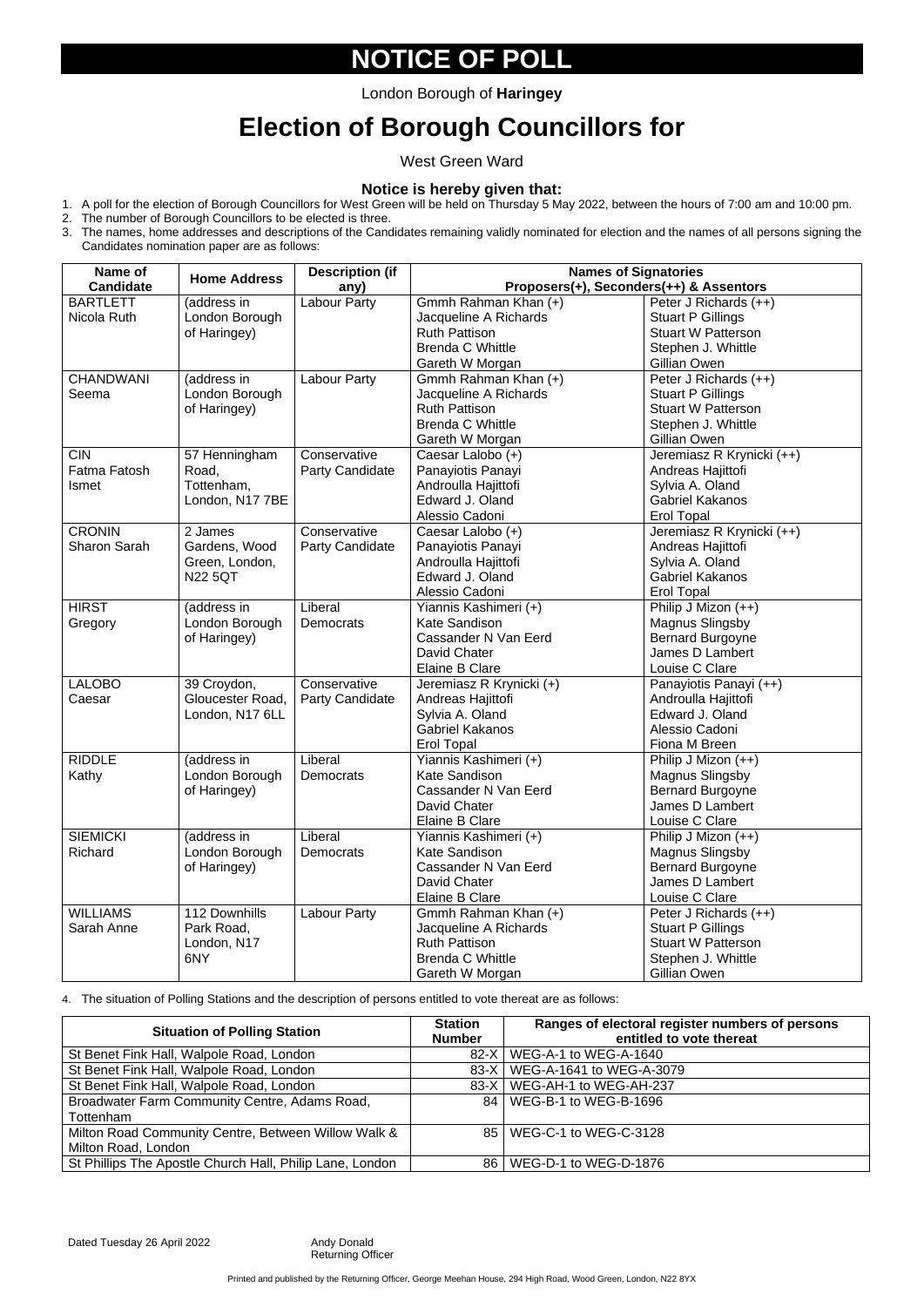# NOTICE OF POLL

London Borough of **Haringey**

# Election of Borough Councillors for

West Green Ward

### Notice is hereby given that:

1. A poll for the election of Borough Councillors for West Green will be held on Thursday 5 May 2022, between the hours of 7:00 am and 10:00 pm.
2. The number of Borough Councillors to be elected is three.
3. The names, home addresses and descriptions of the Candidates remaining validly nominated for election and the names of all persons signing the Candidates nomination paper are as follows:

| Name of Candidate | Home Address | Description (if any) | Names of Signatories Proposers(+), Seconders(++) & Assentors | |
|---|---|---|---|---|
| BARTLETT Nicola Ruth | (address in London Borough of Haringey) | Labour Party | Gmmh Rahman Khan (+)<br>Jacqueline A Richards<br>Ruth Pattison<br>Brenda C Whittle<br>Gareth W Morgan | Peter J Richards (++)<br>Stuart P Gillings<br>Stuart W Patterson<br>Stephen J. Whittle<br>Gillian Owen |
| CHANDWANI Seema | (address in London Borough of Haringey) | Labour Party | Gmmh Rahman Khan (+)<br>Jacqueline A Richards<br>Ruth Pattison<br>Brenda C Whittle<br>Gareth W Morgan | Peter J Richards (++)<br>Stuart P Gillings<br>Stuart W Patterson<br>Stephen J. Whittle<br>Gillian Owen |
| CIN Fatma Fatosh Ismet | 57 Henningham Road, Tottenham, London, N17 7BE | Conservative Party Candidate | Caesar Lalobo (+)<br>Panayiotis Panayi<br>Androulla Hajittofi<br>Edward J. Oland<br>Alessio Cadoni | Jeremiasz R Krynicki (++)<br>Andreas Hajittofi<br>Sylvia A. Oland<br>Gabriel Kakanos<br>Erol Topal |
| CRONIN Sharon Sarah | 2 James Gardens, Wood Green, London, N22 5QT | Conservative Party Candidate | Caesar Lalobo (+)<br>Panayiotis Panayi<br>Androulla Hajittofi<br>Edward J. Oland<br>Alessio Cadoni | Jeremiasz R Krynicki (++)<br>Andreas Hajittofi<br>Sylvia A. Oland<br>Gabriel Kakanos<br>Erol Topal |
| HIRST Gregory | (address in London Borough of Haringey) | Liberal Democrats | Yiannis Kashimeri (+)<br>Kate Sandison<br>Cassander N Van Eerd<br>David Chater<br>Elaine B Clare | Philip J Mizon (++)<br>Magnus Slingsby<br>Bernard Burgoyne<br>James D Lambert<br>Louise C Clare |
| LALOBO Caesar | 39 Croydon, Gloucester Road, London, N17 6LL | Conservative Party Candidate | Jeremiasz R Krynicki (+)<br>Andreas Hajittofi<br>Sylvia A. Oland<br>Gabriel Kakanos<br>Erol Topal | Panayiotis Panayi (++)<br>Androulla Hajittofi<br>Edward J. Oland<br>Alessio Cadoni<br>Fiona M Breen |
| RIDDLE Kathy | (address in London Borough of Haringey) | Liberal Democrats | Yiannis Kashimeri (+)<br>Kate Sandison<br>Cassander N Van Eerd<br>David Chater<br>Elaine B Clare | Philip J Mizon (++)<br>Magnus Slingsby<br>Bernard Burgoyne<br>James D Lambert<br>Louise C Clare |
| SIEMICKI Richard | (address in London Borough of Haringey) | Liberal Democrats | Yiannis Kashimeri (+)<br>Kate Sandison<br>Cassander N Van Eerd<br>David Chater<br>Elaine B Clare | Philip J Mizon (++)<br>Magnus Slingsby<br>Bernard Burgoyne<br>James D Lambert<br>Louise C Clare |
| WILLIAMS Sarah Anne | 112 Downhills Park Road, London, N17 6NY | Labour Party | Gmmh Rahman Khan (+)<br>Jacqueline A Richards<br>Ruth Pattison<br>Brenda C Whittle<br>Gareth W Morgan | Peter J Richards (++)<br>Stuart P Gillings<br>Stuart W Patterson<br>Stephen J. Whittle<br>Gillian Owen |

4. The situation of Polling Stations and the description of persons entitled to vote thereat are as follows:

| Situation of Polling Station | Station Number | Ranges of electoral register numbers of persons entitled to vote thereat |
|---|---|---|
| St Benet Fink Hall, Walpole Road, London | 82-X | WEG-A-1 to WEG-A-1640 |
| St Benet Fink Hall, Walpole Road, London | 83-X | WEG-A-1641 to WEG-A-3079 |
| St Benet Fink Hall, Walpole Road, London | 83-X | WEG-AH-1 to WEG-AH-237 |
| Broadwater Farm Community Centre, Adams Road, Tottenham | 84 | WEG-B-1 to WEG-B-1696 |
| Milton Road Community Centre, Between Willow Walk & Milton Road, London | 85 | WEG-C-1 to WEG-C-3128 |
| St Phillips The Apostle Church Hall, Philip Lane, London | 86 | WEG-D-1 to WEG-D-1876 |

Dated Tuesday 26 April 2022

Andy Donald
Returning Officer

Printed and published by the Returning Officer, George Meehan House, 294 High Road, Wood Green, London, N22 8YX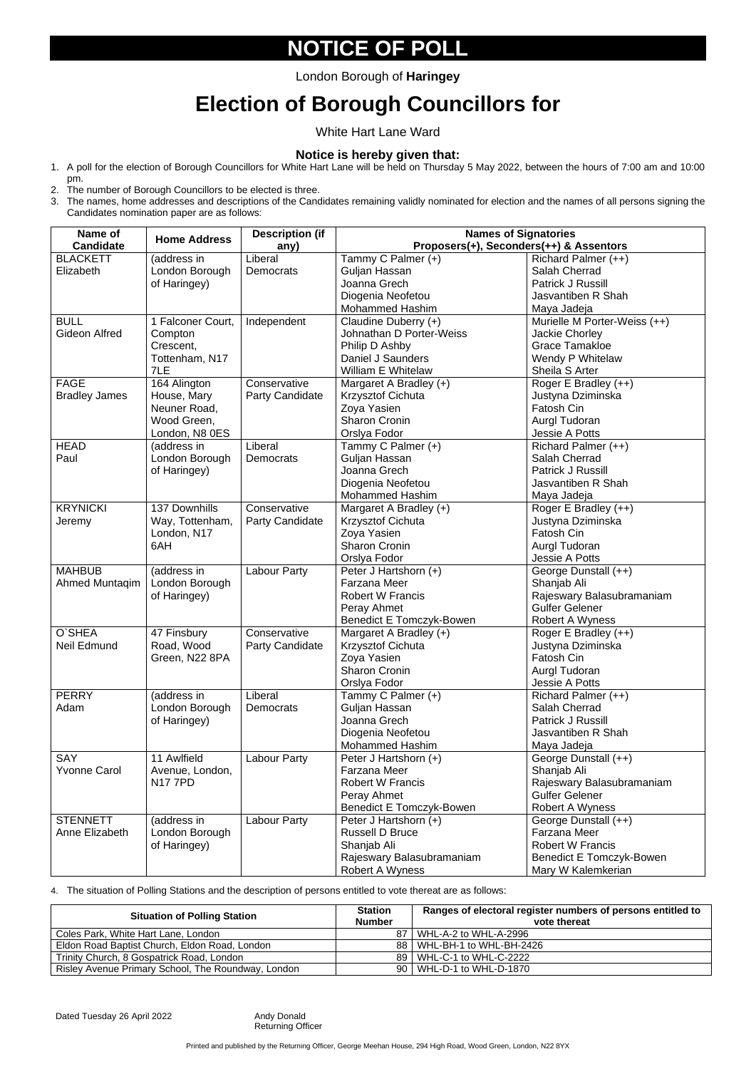# NOTICE OF POLL

London Borough of **Haringey**

# Election of Borough Councillors for

White Hart Lane Ward

### Notice is hereby given that:

1. A poll for the election of Borough Councillors for White Hart Lane will be held on Thursday 5 May 2022, between the hours of 7:00 am and 10:00 pm.
2. The number of Borough Councillors to be elected is three.
3. The names, home addresses and descriptions of the Candidates remaining validly nominated for election and the names of all persons signing the Candidates nomination paper are as follows:

| Name of Candidate | Home Address | Description (if any) | Names of Signatories Proposers(+), Seconders(++) & Assentors | |
|---|---|---|---|---|
| BLACKETT Elizabeth | (address in London Borough of Haringey) | Liberal Democrats | Tammy C Palmer (+)<br>Guljan Hassan<br>Joanna Grech<br>Diogenia Neofetou<br>Mohammed Hashim | Richard Palmer (++)<br>Salah Cherrad<br>Patrick J Russill<br>Jasvantiben R Shah<br>Maya Jadeja |
| BULL Gideon Alfred | 1 Falconer Court, Compton Crescent, Tottenham, N17 7LE | Independent | Claudine Duberry (+)<br>Johnathan D Porter-Weiss<br>Philip D Ashby<br>Daniel J Saunders<br>William E Whitelaw | Murielle M Porter-Weiss (++)<br>Jackie Chorley<br>Grace Tamakloe<br>Wendy P Whitelaw<br>Sheila S Arter |
| FAGE Bradley James | 164 Alington House, Mary Neuner Road, Wood Green, London, N8 0ES | Conservative Party Candidate | Margaret A Bradley (+)<br>Krzysztof Cichuta<br>Zoya Yasien<br>Sharon Cronin<br>Orslya Fodor | Roger E Bradley (++)<br>Justyna Dziminska<br>Fatosh Cin<br>Aurgl Tudoran<br>Jessie A Potts |
| HEAD Paul | (address in London Borough of Haringey) | Liberal Democrats | Tammy C Palmer (+)<br>Guljan Hassan<br>Joanna Grech<br>Diogenia Neofetou<br>Mohammed Hashim | Richard Palmer (++)<br>Salah Cherrad<br>Patrick J Russill<br>Jasvantiben R Shah<br>Maya Jadeja |
| KRYNICKI Jeremy | 137 Downhills Way, Tottenham, London, N17 6AH | Conservative Party Candidate | Margaret A Bradley (+)<br>Krzysztof Cichuta<br>Zoya Yasien<br>Sharon Cronin<br>Orslya Fodor | Roger E Bradley (++)<br>Justyna Dziminska<br>Fatosh Cin<br>Aurgl Tudoran<br>Jessie A Potts |
| MAHBUB Ahmed Muntaqim | (address in London Borough of Haringey) | Labour Party | Peter J Hartshorn (+)<br>Farzana Meer<br>Robert W Francis<br>Peray Ahmet<br>Benedict E Tomczyk-Bowen | George Dunstall (++)<br>Shanjab Ali<br>Rajeswary Balasubramaniam<br>Gulfer Gelener<br>Robert A Wyness |
| O`SHEA Neil Edmund | 47 Finsbury Road, Wood Green, N22 8PA | Conservative Party Candidate | Margaret A Bradley (+)<br>Krzysztof Cichuta<br>Zoya Yasien<br>Sharon Cronin<br>Orslya Fodor | Roger E Bradley (++)<br>Justyna Dziminska<br>Fatosh Cin<br>Aurgl Tudoran<br>Jessie A Potts |
| PERRY Adam | (address in London Borough of Haringey) | Liberal Democrats | Tammy C Palmer (+)<br>Guljan Hassan<br>Joanna Grech<br>Diogenia Neofetou<br>Mohammed Hashim | Richard Palmer (++)<br>Salah Cherrad<br>Patrick J Russill<br>Jasvantiben R Shah<br>Maya Jadeja |
| SAY Yvonne Carol | 11 Awlfield Avenue, London, N17 7PD | Labour Party | Peter J Hartshorn (+)<br>Farzana Meer<br>Robert W Francis<br>Peray Ahmet<br>Benedict E Tomczyk-Bowen | George Dunstall (++)<br>Shanjab Ali<br>Rajeswary Balasubramaniam<br>Gulfer Gelener<br>Robert A Wyness |
| STENNETT Anne Elizabeth | (address in London Borough of Haringey) | Labour Party | Peter J Hartshorn (+)<br>Russell D Bruce<br>Shanjab Ali<br>Rajeswary Balasubramaniam<br>Robert A Wyness | George Dunstall (++)<br>Farzana Meer<br>Robert W Francis<br>Benedict E Tomczyk-Bowen<br>Mary W Kalemkerian |

4. The situation of Polling Stations and the description of persons entitled to vote thereat are as follows:

| Situation of Polling Station | Station Number | Ranges of electoral register numbers of persons entitled to vote thereat |
|---|---|---|
| Coles Park, White Hart Lane, London | 87 | WHL-A-2 to WHL-A-2996 |
| Eldon Road Baptist Church, Eldon Road, London | 88 | WHL-BH-1 to WHL-BH-2426 |
| Trinity Church, 8 Gospatrick Road, London | 89 | WHL-C-1 to WHL-C-2222 |
| Risley Avenue Primary School, The Roundway, London | 90 | WHL-D-1 to WHL-D-1870 |

Dated Tuesday 26 April 2022

Andy Donald
Returning Officer

Printed and published by the Returning Officer, George Meehan House, 294 High Road, Wood Green, London, N22 8YX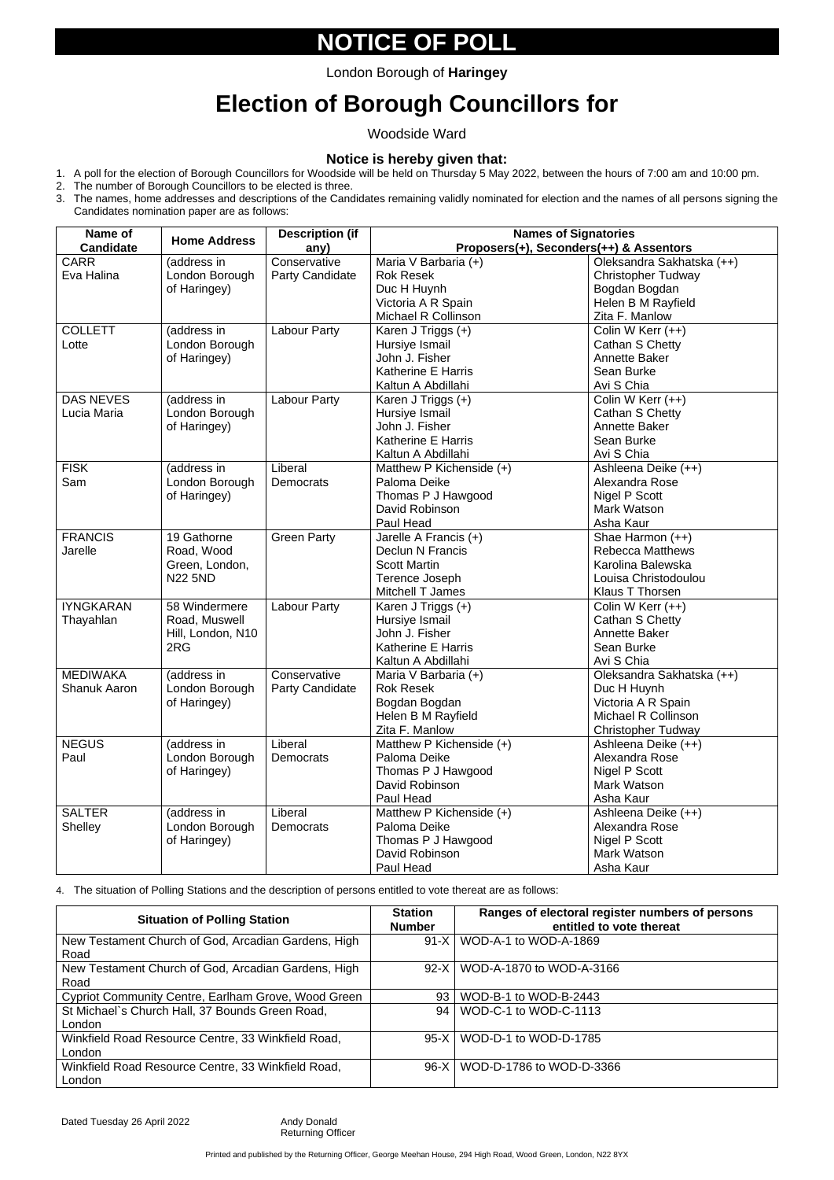# NOTICE OF POLL

London Borough of **Haringey**

# Election of Borough Councillors for

Woodside Ward

### Notice is hereby given that:

1. A poll for the election of Borough Councillors for Woodside will be held on Thursday 5 May 2022, between the hours of 7:00 am and 10:00 pm.
2. The number of Borough Councillors to be elected is three.
3. The names, home addresses and descriptions of the Candidates remaining validly nominated for election and the names of all persons signing the Candidates nomination paper are as follows:

| Name of Candidate | Home Address | Description (if any) | Names of Signatories Proposers(+), Seconders(++) & Assentors | |
|---|---|---|---|---|
| CARR Eva Halina | (address in London Borough of Haringey) | Conservative Party Candidate | Maria V Barbaria (+)<br>Rok Resek<br>Duc H Huynh<br>Victoria A R Spain<br>Michael R Collinson | Oleksandra Sakhatska (++)<br>Christopher Tudway<br>Bogdan Bogdan<br>Helen B M Rayfield<br>Zita F. Manlow |
| COLLETT Lotte | (address in London Borough of Haringey) | Labour Party | Karen J Triggs (+)<br>Hursiye Ismail<br>John J. Fisher<br>Katherine E Harris<br>Kaltun A Abdillahi | Colin W Kerr (++)<br>Cathan S Chetty<br>Annette Baker<br>Sean Burke<br>Avi S Chia |
| DAS NEVES Lucia Maria | (address in London Borough of Haringey) | Labour Party | Karen J Triggs (+)<br>Hursiye Ismail<br>John J. Fisher<br>Katherine E Harris<br>Kaltun A Abdillahi | Colin W Kerr (++)<br>Cathan S Chetty<br>Annette Baker<br>Sean Burke<br>Avi S Chia |
| FISK Sam | (address in London Borough of Haringey) | Liberal Democrats | Matthew P Kichenside (+)<br>Paloma Deike<br>Thomas P J Hawgood<br>David Robinson<br>Paul Head | Ashleena Deike (++)<br>Alexandra Rose<br>Nigel P Scott<br>Mark Watson<br>Asha Kaur |
| FRANCIS Jarelle | 19 Gathorne Road, Wood Green, London, N22 5ND | Green Party | Jarelle A Francis (+)<br>Declun N Francis<br>Scott Martin<br>Terence Joseph<br>Mitchell T James | Shae Harmon (++)<br>Rebecca Matthews<br>Karolina Balewska<br>Louisa Christodoulou<br>Klaus T Thorsen |
| IYNGKARAN Thayahlan | 58 Windermere Road, Muswell Hill, London, N10 2RG | Labour Party | Karen J Triggs (+)<br>Hursiye Ismail<br>John J. Fisher<br>Katherine E Harris<br>Kaltun A Abdillahi | Colin W Kerr (++)<br>Cathan S Chetty<br>Annette Baker<br>Sean Burke<br>Avi S Chia |
| MEDIWAKA Shanuk Aaron | (address in London Borough of Haringey) | Conservative Party Candidate | Maria V Barbaria (+)<br>Rok Resek<br>Bogdan Bogdan<br>Helen B M Rayfield<br>Zita F. Manlow | Oleksandra Sakhatska (++)<br>Duc H Huynh<br>Victoria A R Spain<br>Michael R Collinson<br>Christopher Tudway |
| NEGUS Paul | (address in London Borough of Haringey) | Liberal Democrats | Matthew P Kichenside (+)<br>Paloma Deike<br>Thomas P J Hawgood<br>David Robinson<br>Paul Head | Ashleena Deike (++)<br>Alexandra Rose<br>Nigel P Scott<br>Mark Watson<br>Asha Kaur |
| SALTER Shelley | (address in London Borough of Haringey) | Liberal Democrats | Matthew P Kichenside (+)<br>Paloma Deike<br>Thomas P J Hawgood<br>David Robinson<br>Paul Head | Ashleena Deike (++)<br>Alexandra Rose<br>Nigel P Scott<br>Mark Watson<br>Asha Kaur |

4. The situation of Polling Stations and the description of persons entitled to vote thereat are as follows:

| Situation of Polling Station | Station Number | Ranges of electoral register numbers of persons entitled to vote thereat |
|---|---|---|
| New Testament Church of God, Arcadian Gardens, High Road | 91-X | WOD-A-1 to WOD-A-1869 |
| New Testament Church of God, Arcadian Gardens, High Road | 92-X | WOD-A-1870 to WOD-A-3166 |
| Cypriot Community Centre, Earlham Grove, Wood Green | 93 | WOD-B-1 to WOD-B-2443 |
| St Michael`s Church Hall, 37 Bounds Green Road, London | 94 | WOD-C-1 to WOD-C-1113 |
| Winkfield Road Resource Centre, 33 Winkfield Road, London | 95-X | WOD-D-1 to WOD-D-1785 |
| Winkfield Road Resource Centre, 33 Winkfield Road, London | 96-X | WOD-D-1786 to WOD-D-3366 |

Dated Tuesday 26 April 2022

Andy Donald
Returning Officer

Printed and published by the Returning Officer, George Meehan House, 294 High Road, Wood Green, London, N22 8YX